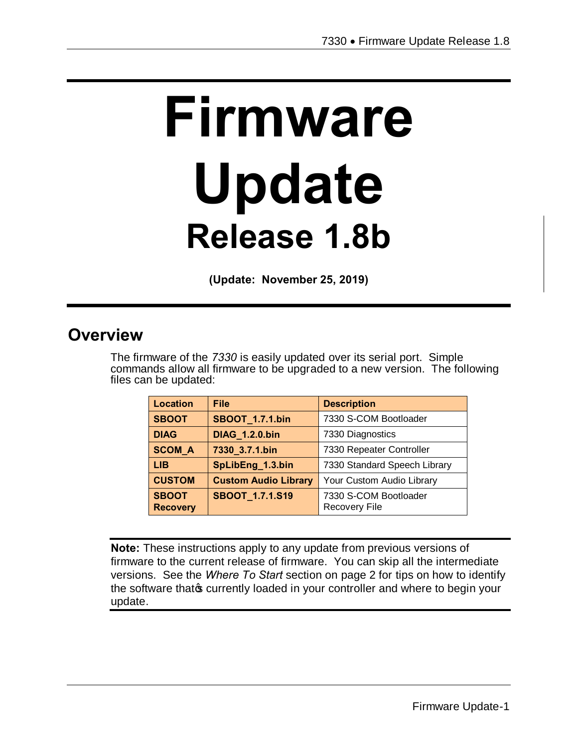# Firmware Update

## Release 1.8b

**(Update: November 25, 2019)**

## Overview

The firmware of the *7330* is easily updated over its serial port. Simple commands allow all firmware to be upgraded to a new version. The following files can be updated:

| Location | File | Description |
|---|---|---|
| **SBOOT** | **SBOOT_1.7.1.bin** | 7330 S-COM Bootloader |
| **DIAG** | **DIAG_1.2.0.bin** | 7330 Diagnostics |
| **SCOM_A** | **7330_3.7.1.bin** | 7330 Repeater Controller |
| **LIB** | **SpLibEng_1.3.bin** | 7330 Standard Speech Library |
| **CUSTOM** | **Custom Audio Library** | Your Custom Audio Library |
| **SBOOT Recovery** | **SBOOT_1.7.1.S19** | 7330 S-COM Bootloader Recovery File |

**Note:** These instructions apply to any update from previous versions of firmware to the current release of firmware. You can skip all the intermediate versions. See the *Where To Start* section on page 2 for tips on how to identify the software that's currently loaded in your controller and where to begin your update.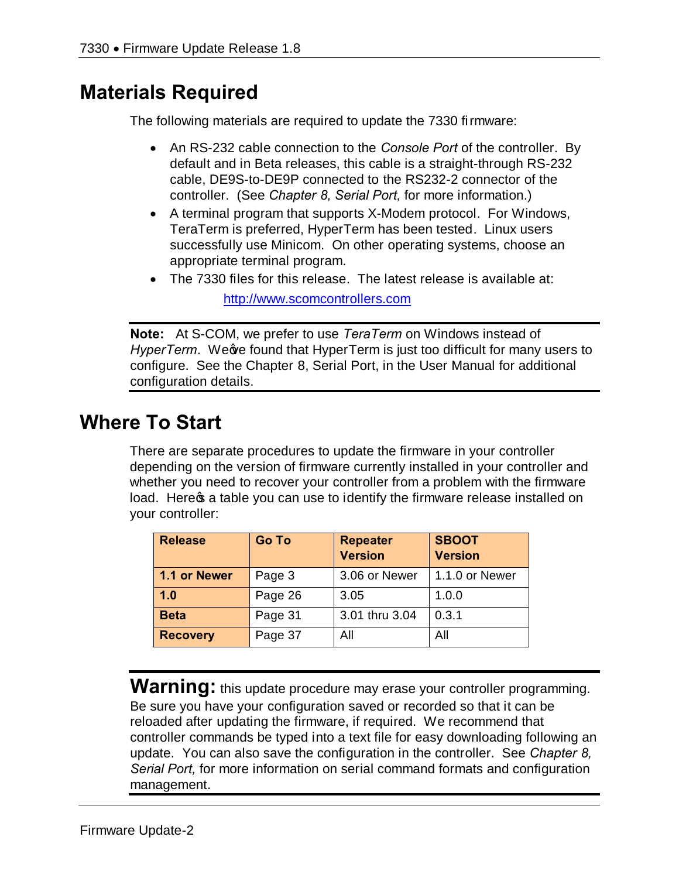## Materials Required

The following materials are required to update the 7330 firmware:

- An RS-232 cable connection to the *Console Port* of the controller. By default and in Beta releases, this cable is a straight-through RS-232 cable, DE9S-to-DE9P connected to the RS232-2 connector of the controller. (See *Chapter 8, Serial Port,* for more information.)
- A terminal program that supports X-Modem protocol. For Windows, TeraTerm is preferred, HyperTerm has been tested. Linux users successfully use Minicom. On other operating systems, choose an appropriate terminal program.
- The 7330 files for this release. The latest release is available at:

  http://www.scomcontrollers.com

---

**Note:** At S-COM, we prefer to use *TeraTerm* on Windows instead of *HyperTerm*. We've found that HyperTerm is just too difficult for many users to configure. See the Chapter 8, Serial Port, in the User Manual for additional configuration details.

---

## Where To Start

There are separate procedures to update the firmware in your controller depending on the version of firmware currently installed in your controller and whether you need to recover your controller from a problem with the firmware load. Here's a table you can use to identify the firmware release installed on your controller:

| Release | Go To | Repeater Version | SBOOT Version |
|---|---|---|---|
| **1.1 or Newer** | Page 3 | 3.06 or Newer | 1.1.0 or Newer |
| **1.0** | Page 26 | 3.05 | 1.0.0 |
| **Beta** | Page 31 | 3.01 thru 3.04 | 0.3.1 |
| **Recovery** | Page 37 | All | All |

---

**Warning:** this update procedure may erase your controller programming. Be sure you have your configuration saved or recorded so that it can be reloaded after updating the firmware, if required. We recommend that controller commands be typed into a text file for easy downloading following an update. You can also save the configuration in the controller. See *Chapter 8, Serial Port,* for more information on serial command formats and configuration management.

---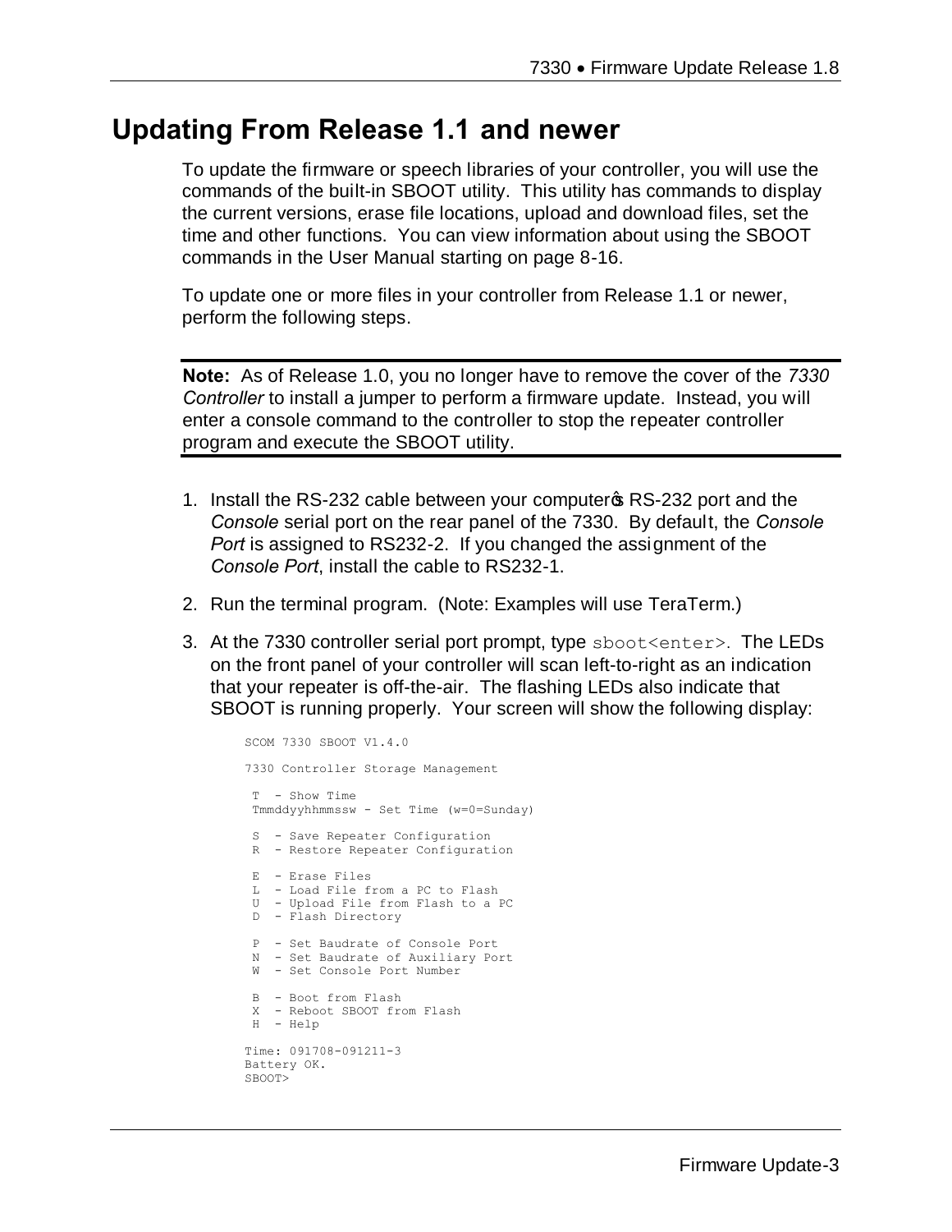## Updating From Release 1.1 and newer

To update the firmware or speech libraries of your controller, you will use the commands of the built-in SBOOT utility. This utility has commands to display the current versions, erase file locations, upload and download files, set the time and other functions. You can view information about using the SBOOT commands in the User Manual starting on page 8-16.

To update one or more files in your controller from Release 1.1 or newer, perform the following steps.

---

**Note:** As of Release 1.0, you no longer have to remove the cover of the *7330 Controller* to install a jumper to perform a firmware update. Instead, you will enter a console command to the controller to stop the repeater controller program and execute the SBOOT utility.

---

1. Install the RS-232 cable between your computer's RS-232 port and the *Console* serial port on the rear panel of the 7330. By default, the *Console Port* is assigned to RS232-2. If you changed the assignment of the *Console Port*, install the cable to RS232-1.
2. Run the terminal program. (Note: Examples will use TeraTerm.)
3. At the 7330 controller serial port prompt, type `sboot<enter>`. The LEDs on the front panel of your controller will scan left-to-right as an indication that your repeater is off-the-air. The flashing LEDs also indicate that SBOOT is running properly. Your screen will show the following display:

```
SCOM 7330 SBOOT V1.4.0

7330 Controller Storage Management

 T  - Show Time
 Tmmddyyhhmmssw - Set Time (w=0=Sunday)

 S  - Save Repeater Configuration
 R  - Restore Repeater Configuration

 E  - Erase Files
 L  - Load File from a PC to Flash
 U  - Upload File from Flash to a PC
 D  - Flash Directory

 P  - Set Baudrate of Console Port
 N  - Set Baudrate of Auxiliary Port
 W  - Set Console Port Number

 B  - Boot from Flash
 X  - Reboot SBOOT from Flash
 H  - Help

Time: 091708-091211-3
Battery OK.
SBOOT>
```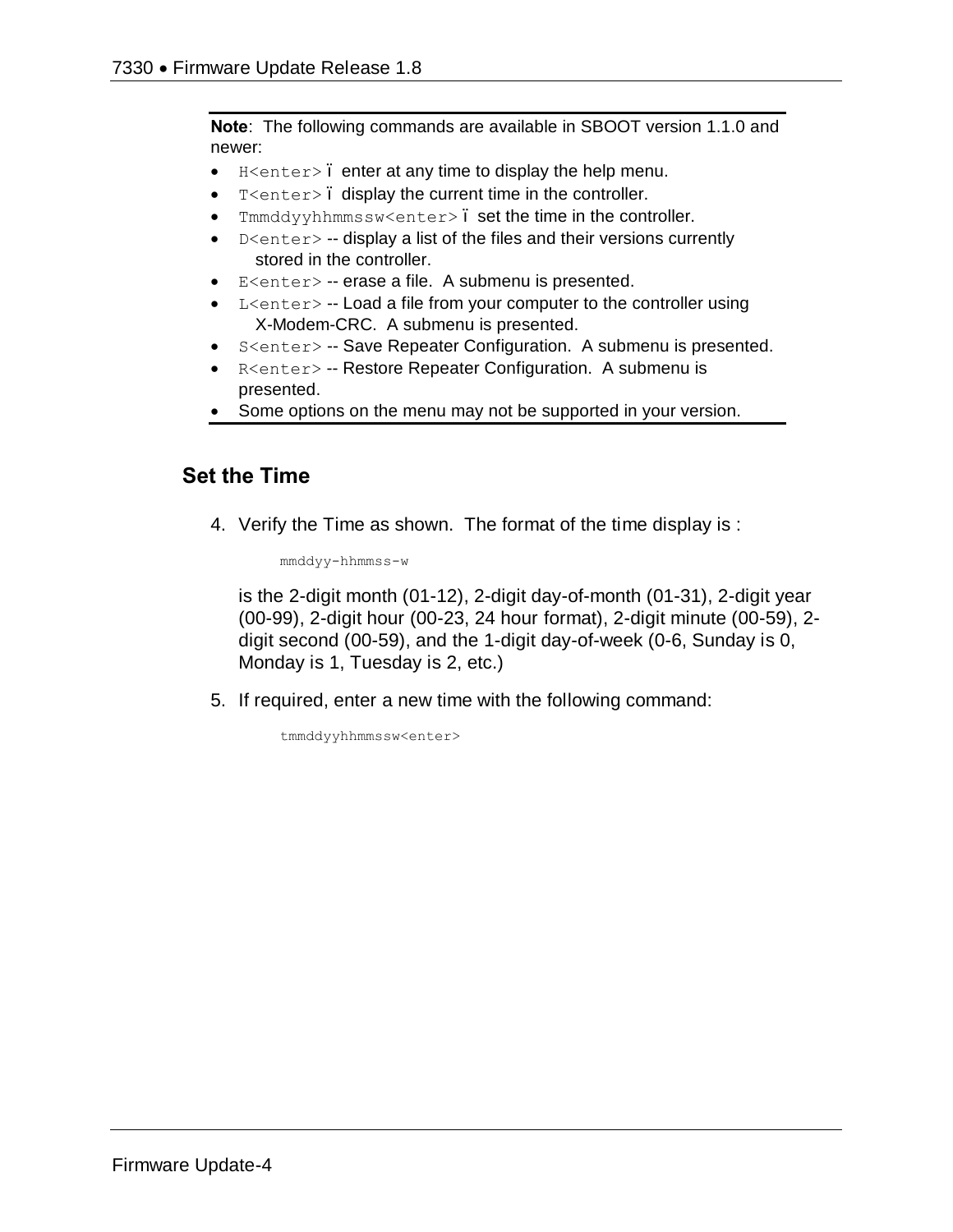**Note**: The following commands are available in SBOOT version 1.1.0 and newer:

- `H<enter>` ï enter at any time to display the help menu.
- `T<enter>` ï display the current time in the controller.
- `Tmmddyyhhmmssw<enter>` ï set the time in the controller.
- `D<enter>` -- display a list of the files and their versions currently stored in the controller.
- `E<enter>` -- erase a file. A submenu is presented.
- `L<enter>` -- Load a file from your computer to the controller using X-Modem-CRC. A submenu is presented.
- `S<enter>` -- Save Repeater Configuration. A submenu is presented.
- `R<enter>` -- Restore Repeater Configuration. A submenu is presented.
- Some options on the menu may not be supported in your version.

## Set the Time

4. Verify the Time as shown. The format of the time display is :

   ```
   mmddyy-hhmmss-w
   ```

   is the 2-digit month (01-12), 2-digit day-of-month (01-31), 2-digit year (00-99), 2-digit hour (00-23, 24 hour format), 2-digit minute (00-59), 2-digit second (00-59), and the 1-digit day-of-week (0-6, Sunday is 0, Monday is 1, Tuesday is 2, etc.)

5. If required, enter a new time with the following command:

   ```
   tmmddyyhhmmssw<enter>
   ```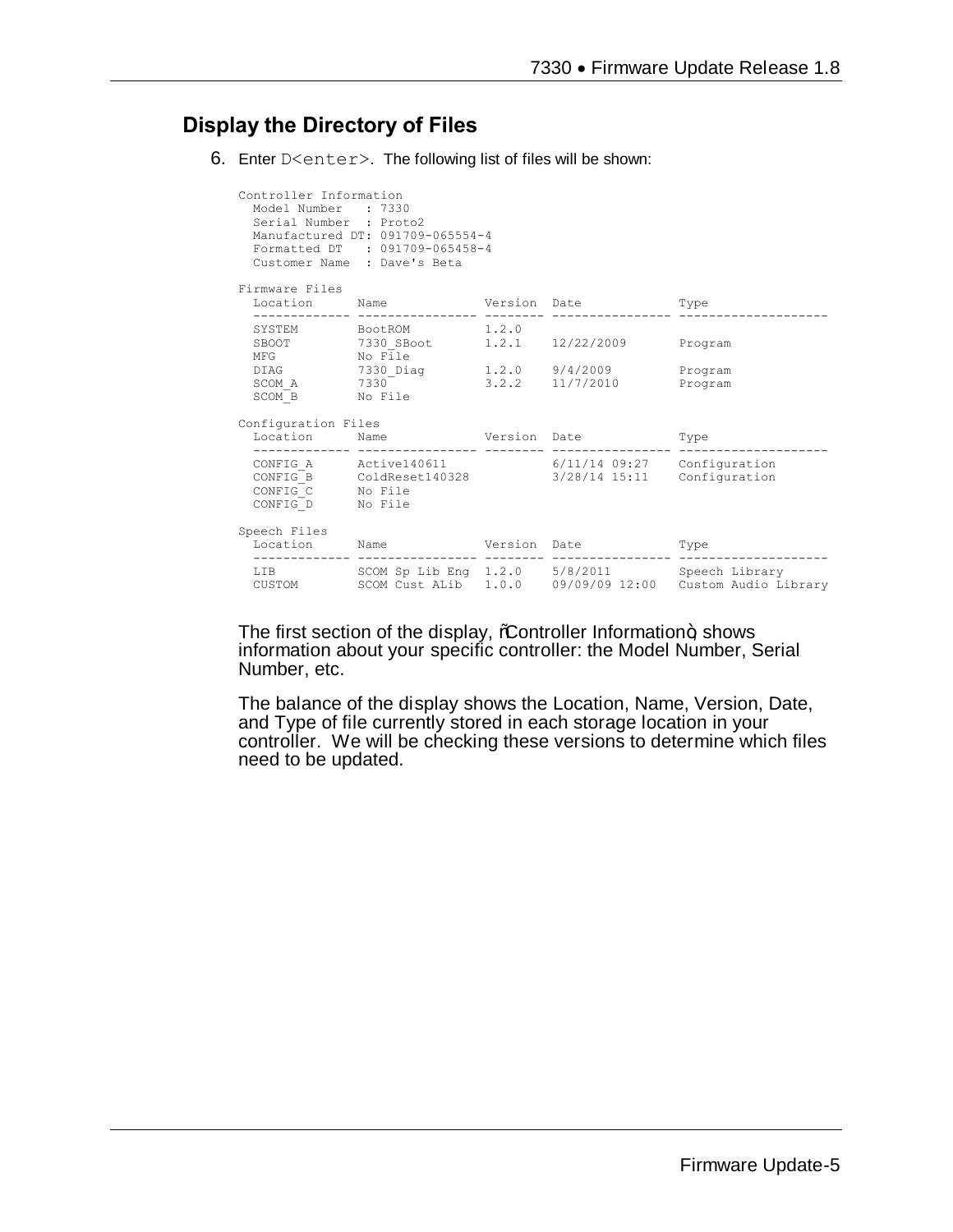## Display the Directory of Files

6. Enter `D<enter>`. The following list of files will be shown:

```
Controller Information
  Model Number   : 7330
  Serial Number  : Proto2
  Manufactured DT: 091709-065554-4
  Formatted DT   : 091709-065458-4
  Customer Name  : Dave's Beta

Firmware Files
  Location      Name             Version  Date             Type
  ------------- ---------------- -------- ---------------- --------------------
  SYSTEM        BootROM          1.2.0
  SBOOT         7330_SBoot       1.2.1    12/22/2009       Program
  MFG           No File
  DIAG          7330_Diag        1.2.0    9/4/2009         Program
  SCOM_A        7330             3.2.2    11/7/2010        Program
  SCOM_B        No File

Configuration Files
  Location      Name             Version  Date             Type
  ------------- ---------------- -------- ---------------- --------------------
  CONFIG_A      Active140611              6/11/14 09:27    Configuration
  CONFIG_B      ColdReset140328           3/28/14 15:11    Configuration
  CONFIG_C      No File
  CONFIG_D      No File

Speech Files
  Location      Name             Version  Date             Type
  ------------- ---------------- -------- ---------------- --------------------
  LIB           SCOM Sp Lib Eng  1.2.0    5/8/2011         Speech Library
  CUSTOM        SCOM Cust ALib   1.0.0    09/09/09 12:00   Custom Audio Library
```

The first section of the display, "Controller Information", shows information about your specific controller: the Model Number, Serial Number, etc.

The balance of the display shows the Location, Name, Version, Date, and Type of file currently stored in each storage location in your controller. We will be checking these versions to determine which files need to be updated.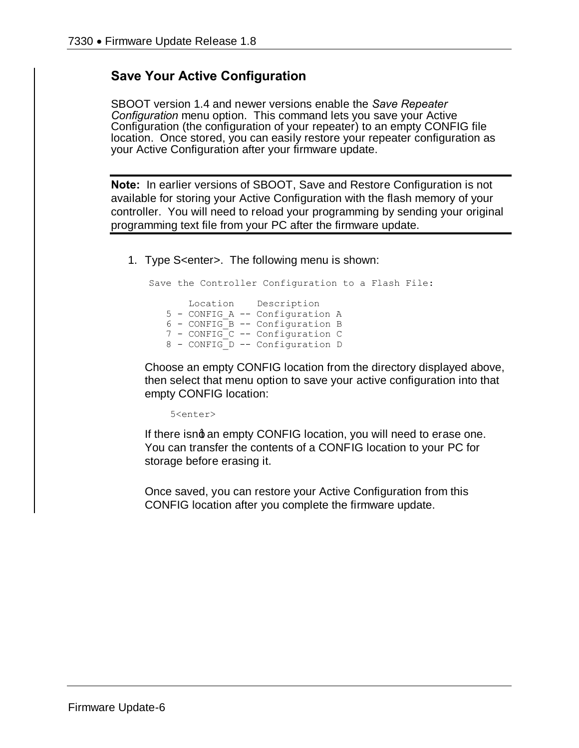## Save Your Active Configuration

SBOOT version 1.4 and newer versions enable the *Save Repeater Configuration* menu option. This command lets you save your Active Configuration (the configuration of your repeater) to an empty CONFIG file location. Once stored, you can easily restore your repeater configuration as your Active Configuration after your firmware update.

**Note:** In earlier versions of SBOOT, Save and Restore Configuration is not available for storing your Active Configuration with the flash memory of your controller. You will need to reload your programming by sending your original programming text file from your PC after the firmware update.

1. Type S<enter>. The following menu is shown:

```
Save the Controller Configuration to a Flash File:

      Location     Description
   5 - CONFIG_A -- Configuration A
   6 - CONFIG_B -- Configuration B
   7 - CONFIG_C -- Configuration C
   8 - CONFIG_D -- Configuration D
```

   Choose an empty CONFIG location from the directory displayed above, then select that menu option to save your active configuration into that empty CONFIG location:

```
5<enter>
```

   If there isn't an empty CONFIG location, you will need to erase one. You can transfer the contents of a CONFIG location to your PC for storage before erasing it.

   Once saved, you can restore your Active Configuration from this CONFIG location after you complete the firmware update.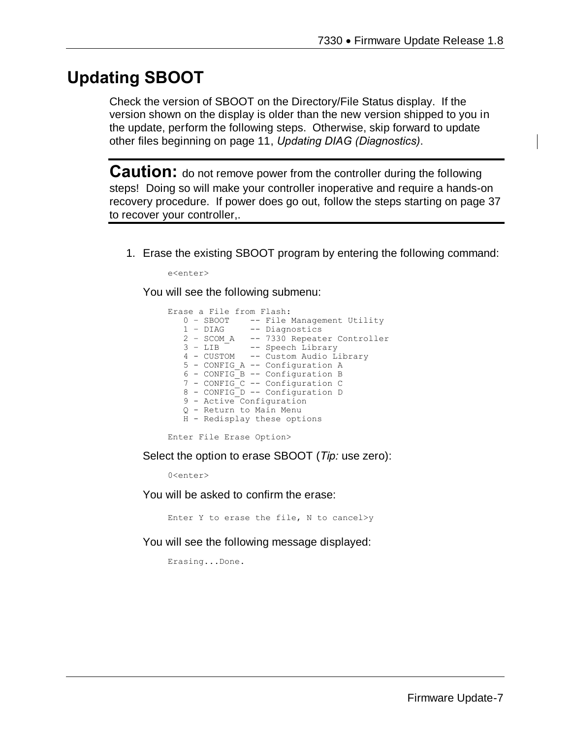## Updating SBOOT

Check the version of SBOOT on the Directory/File Status display. If the version shown on the display is older than the new version shipped to you in the update, perform the following steps. Otherwise, skip forward to update other files beginning on page 11, *Updating DIAG (Diagnostics)*.

**Caution:** do not remove power from the controller during the following steps! Doing so will make your controller inoperative and require a hands-on recovery procedure. If power does go out, follow the steps starting on page 37 to recover your controller,.

1. Erase the existing SBOOT program by entering the following command:

   ```
   e<enter>
   ```

   You will see the following submenu:

   ```
   Erase a File from Flash:
      0 – SBOOT    -- File Management Utility
      1 – DIAG     -- Diagnostics
      2 – SCOM_A   -- 7330 Repeater Controller
      3 – LIB      -- Speech Library
      4 - CUSTOM   -- Custom Audio Library
      5 - CONFIG_A -- Configuration A
      6 - CONFIG_B -- Configuration B
      7 - CONFIG_C -- Configuration C
      8 - CONFIG_D -- Configuration D
      9 - Active Configuration
      Q - Return to Main Menu
      H - Redisplay these options

   Enter File Erase Option>
   ```

   Select the option to erase SBOOT (*Tip:* use zero):

   ```
   0<enter>
   ```

   You will be asked to confirm the erase:

   ```
   Enter Y to erase the file, N to cancel>y
   ```

   You will see the following message displayed:

   ```
   Erasing...Done.
   ```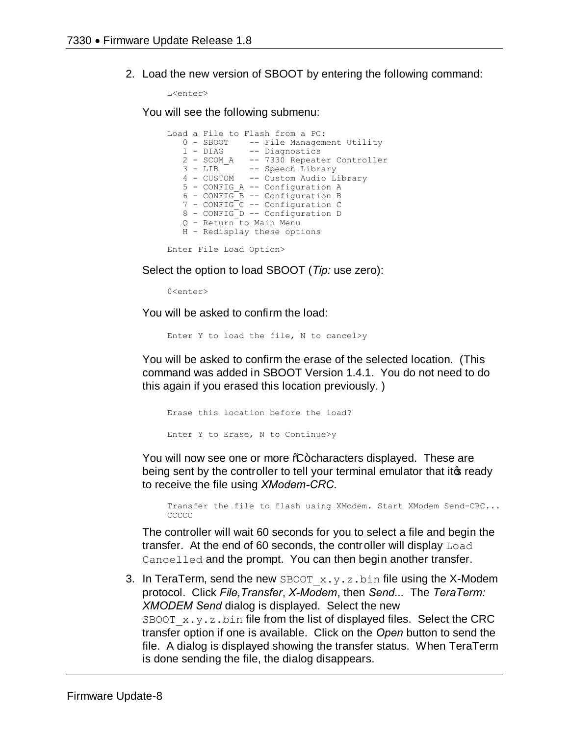2. Load the new version of SBOOT by entering the following command:

   ```
   L<enter>
   ```

   You will see the following submenu:

   ```
   Load a File to Flash from a PC:
      0 - SBOOT    -- File Management Utility
      1 - DIAG     -- Diagnostics
      2 - SCOM_A   -- 7330 Repeater Controller
      3 - LIB      -- Speech Library
      4 - CUSTOM   -- Custom Audio Library
      5 - CONFIG_A -- Configuration A
      6 - CONFIG_B -- Configuration B
      7 - CONFIG_C -- Configuration C
      8 - CONFIG_D -- Configuration D
      Q - Return to Main Menu
      H - Redisplay these options

   Enter File Load Option>
   ```

   Select the option to load SBOOT (*Tip:* use zero):

   ```
   0<enter>
   ```

   You will be asked to confirm the load:

   ```
   Enter Y to load the file, N to cancel>y
   ```

   You will be asked to confirm the erase of the selected location. (This command was added in SBOOT Version 1.4.1. You do not need to do this again if you erased this location previously. )

   ```
   Erase this location before the load?

   Enter Y to Erase, N to Continue>y
   ```

   You will now see one or more "C" characters displayed. These are being sent by the controller to tell your terminal emulator that it's ready to receive the file using *XModem-CRC*.

   ```
   Transfer the file to flash using XModem. Start XModem Send-CRC...
   CCCCC
   ```

   The controller will wait 60 seconds for you to select a file and begin the transfer. At the end of 60 seconds, the controller will display `Load Cancelled` and the prompt. You can then begin another transfer.

3. In TeraTerm, send the new `SBOOT_x.y.z.bin` file using the X-Modem protocol. Click *File,Transfer*, *X-Modem*, then *Send...* The *TeraTerm: XMODEM Send* dialog is displayed. Select the new `SBOOT_x.y.z.bin` file from the list of displayed files. Select the CRC transfer option if one is available. Click on the *Open* button to send the file. A dialog is displayed showing the transfer status. When TeraTerm is done sending the file, the dialog disappears.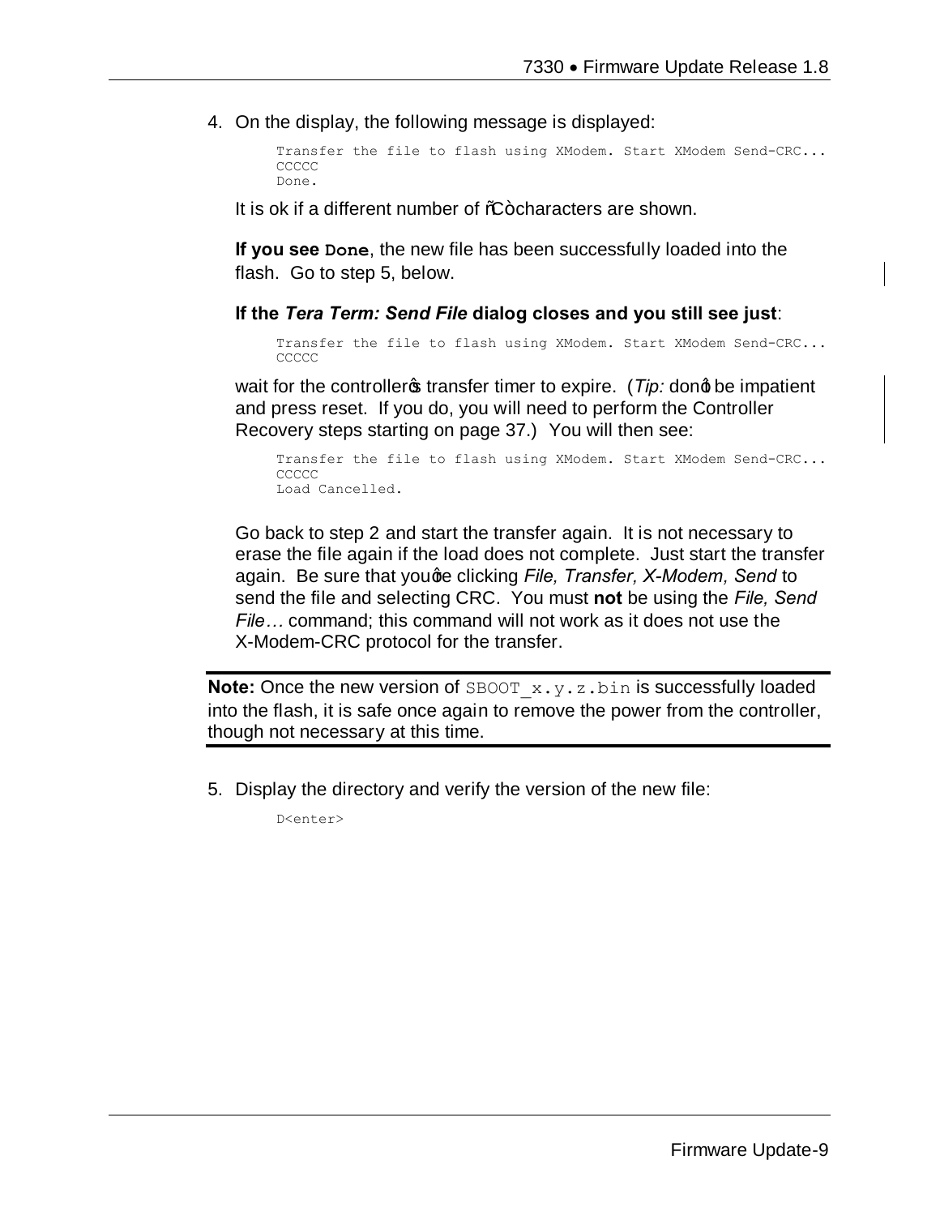4. On the display, the following message is displayed:

   ```
   Transfer the file to flash using XModem. Start XModem Send-CRC...
   CCCCC
   Done.
   ```

   It is ok if a different number of "C" characters are shown.

   **If you see `Done`**, the new file has been successfully loaded into the flash. Go to step 5, below.

   **If the *Tera Term: Send File* dialog closes and you still see just**:

   ```
   Transfer the file to flash using XModem. Start XModem Send-CRC...
   CCCCC
   ```

   wait for the controller's transfer timer to expire. (*Tip:* don't be impatient and press reset. If you do, you will need to perform the Controller Recovery steps starting on page 37.) You will then see:

   ```
   Transfer the file to flash using XModem. Start XModem Send-CRC...
   CCCCC
   Load Cancelled.
   ```

   Go back to step 2 and start the transfer again. It is not necessary to erase the file again if the load does not complete. Just start the transfer again. Be sure that you're clicking *File, Transfer, X-Modem, Send* to send the file and selecting CRC. You must **not** be using the *File, Send File…* command; this command will not work as it does not use the X-Modem-CRC protocol for the transfer.

**Note:** Once the new version of `SBOOT_x.y.z.bin` is successfully loaded into the flash, it is safe once again to remove the power from the controller, though not necessary at this time.

5. Display the directory and verify the version of the new file:

   ```
   D<enter>
   ```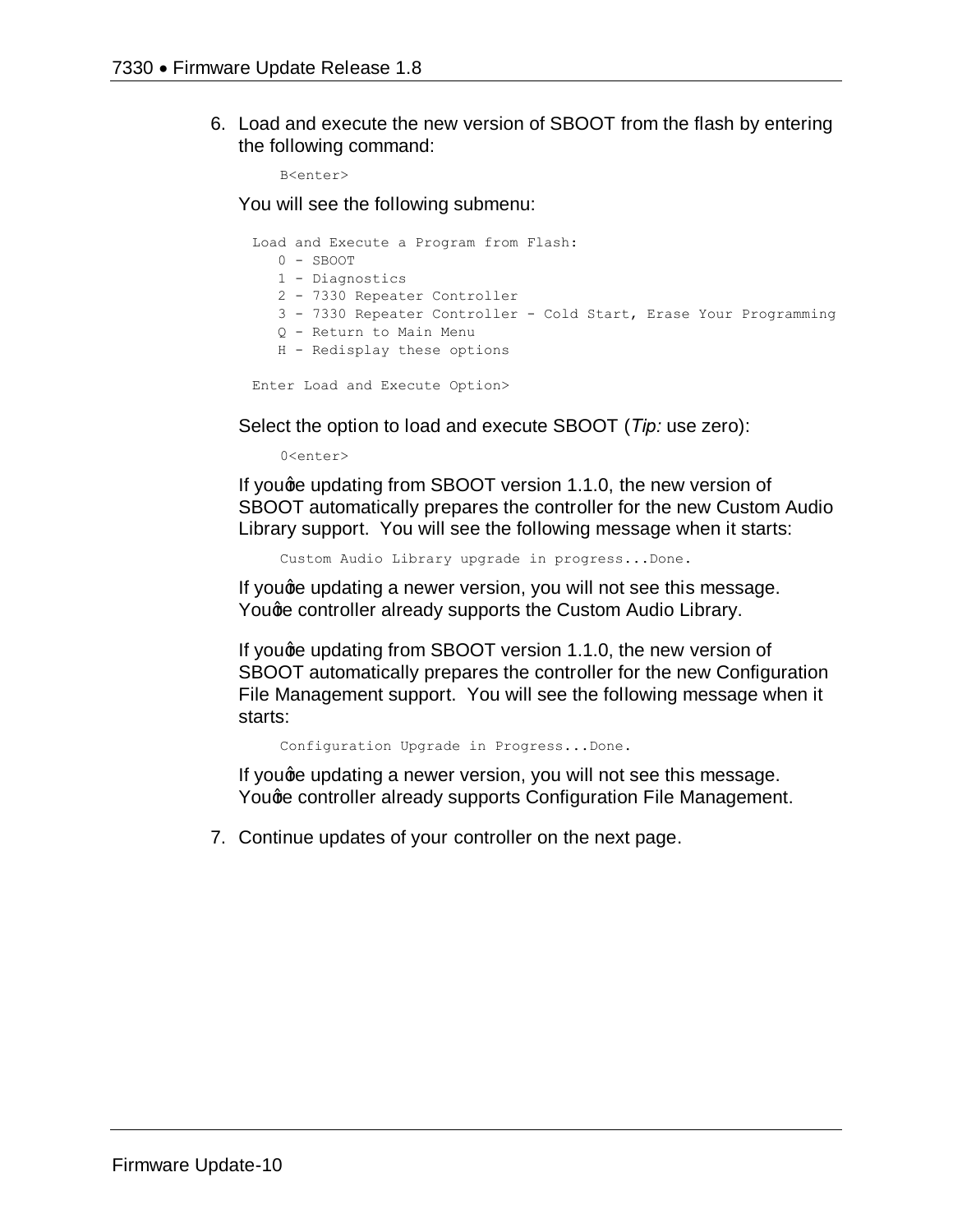6. Load and execute the new version of SBOOT from the flash by entering the following command:

   ```
   B<enter>
   ```

   You will see the following submenu:

   ```
   Load and Execute a Program from Flash:
      0 - SBOOT
      1 - Diagnostics
      2 - 7330 Repeater Controller
      3 - 7330 Repeater Controller - Cold Start, Erase Your Programming
      Q - Return to Main Menu
      H - Redisplay these options

   Enter Load and Execute Option>
   ```

   Select the option to load and execute SBOOT (*Tip:* use zero):

   ```
   0<enter>
   ```

   If youâ€™re updating from SBOOT version 1.1.0, the new version of SBOOT automatically prepares the controller for the new Custom Audio Library support. You will see the following message when it starts:

   ```
   Custom Audio Library upgrade in progress...Done.
   ```

   If youâ€™re updating a newer version, you will not see this message. Youâ€™re controller already supports the Custom Audio Library.

   If youâ€™re updating from SBOOT version 1.1.0, the new version of SBOOT automatically prepares the controller for the new Configuration File Management support. You will see the following message when it starts:

   ```
   Configuration Upgrade in Progress...Done.
   ```

   If youâ€™re updating a newer version, you will not see this message. Youâ€™re controller already supports Configuration File Management.

7. Continue updates of your controller on the next page.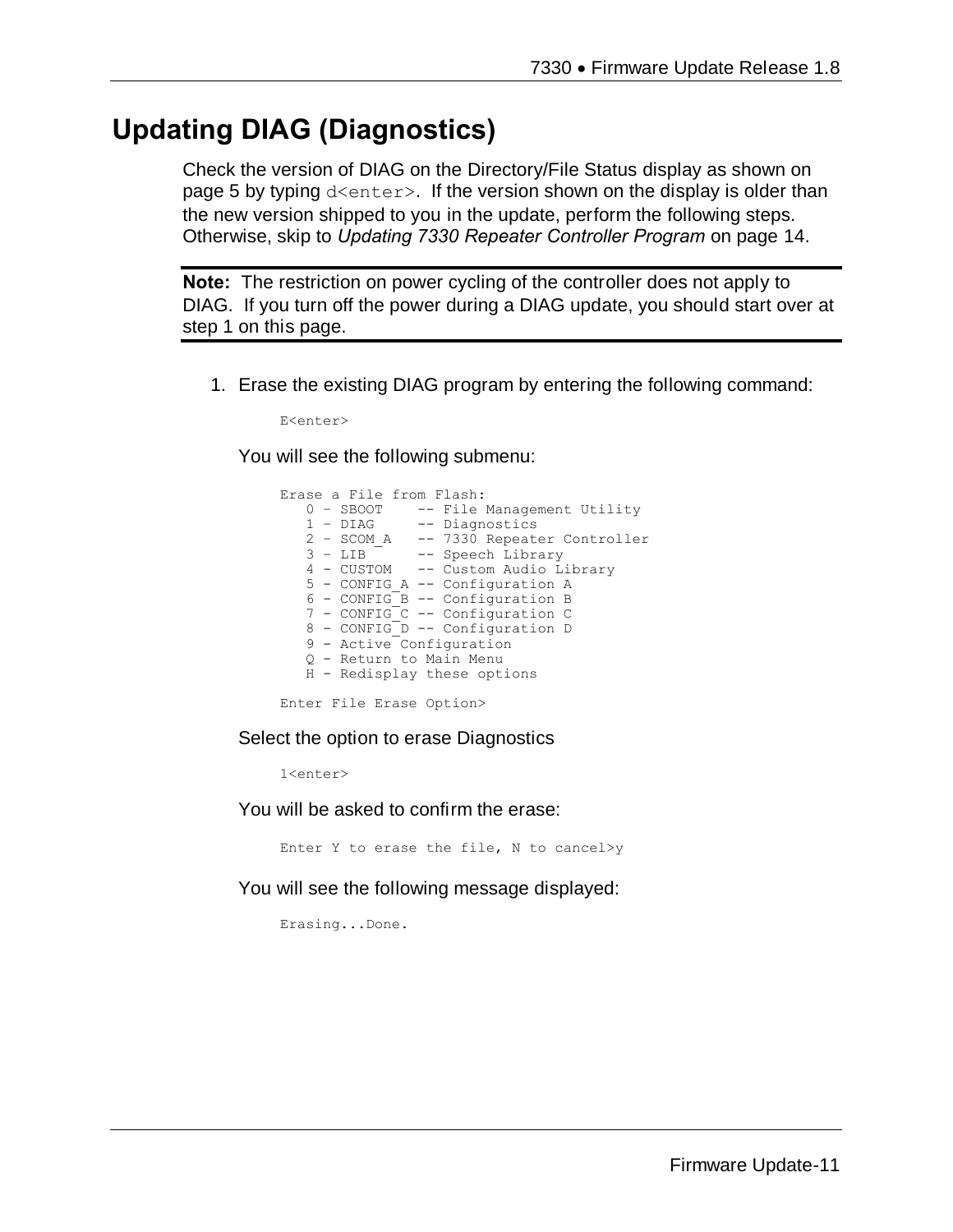# Updating DIAG (Diagnostics)

Check the version of DIAG on the Directory/File Status display as shown on page 5 by typing `d<enter>`. If the version shown on the display is older than the new version shipped to you in the update, perform the following steps. Otherwise, skip to *Updating 7330 Repeater Controller Program* on page 14.

---

**Note:** The restriction on power cycling of the controller does not apply to DIAG. If you turn off the power during a DIAG update, you should start over at step 1 on this page.

---

1. Erase the existing DIAG program by entering the following command:

   ```
   E<enter>
   ```

   You will see the following submenu:

   ```
   Erase a File from Flash:
      0 – SBOOT    -- File Management Utility
      1 – DIAG     -- Diagnostics
      2 – SCOM_A   -- 7330 Repeater Controller
      3 – LIB      -- Speech Library
      4 - CUSTOM   -- Custom Audio Library
      5 - CONFIG_A -- Configuration A
      6 - CONFIG_B -- Configuration B
      7 - CONFIG_C -- Configuration C
      8 - CONFIG_D -- Configuration D
      9 - Active Configuration
      Q - Return to Main Menu
      H - Redisplay these options

   Enter File Erase Option>
   ```

   Select the option to erase Diagnostics

   ```
   1<enter>
   ```

   You will be asked to confirm the erase:

   ```
   Enter Y to erase the file, N to cancel>y
   ```

   You will see the following message displayed:

   ```
   Erasing...Done.
   ```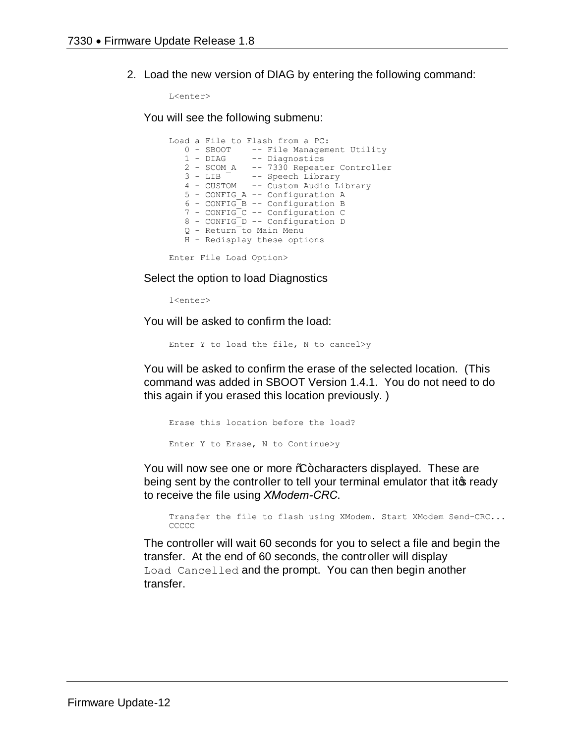2. Load the new version of DIAG by entering the following command:

```
L<enter>
```

You will see the following submenu:

```
Load a File to Flash from a PC:
   0 - SBOOT    -- File Management Utility
   1 - DIAG     -- Diagnostics
   2 - SCOM_A   -- 7330 Repeater Controller
   3 - LIB      -- Speech Library
   4 - CUSTOM   -- Custom Audio Library
   5 - CONFIG_A -- Configuration A
   6 - CONFIG_B -- Configuration B
   7 - CONFIG_C -- Configuration C
   8 - CONFIG_D -- Configuration D
   Q - Return to Main Menu
   H - Redisplay these options

Enter File Load Option>
```

Select the option to load Diagnostics

```
1<enter>
```

You will be asked to confirm the load:

```
Enter Y to load the file, N to cancel>y
```

You will be asked to confirm the erase of the selected location. (This command was added in SBOOT Version 1.4.1. You do not need to do this again if you erased this location previously. )

```
Erase this location before the load?

Enter Y to Erase, N to Continue>y
```

You will now see one or more "C" characters displayed. These are being sent by the controller to tell your terminal emulator that it's ready to receive the file using *XModem-CRC*.

```
Transfer the file to flash using XModem. Start XModem Send-CRC...
CCCCC
```

The controller will wait 60 seconds for you to select a file and begin the transfer. At the end of 60 seconds, the controller will display `Load Cancelled` and the prompt. You can then begin another transfer.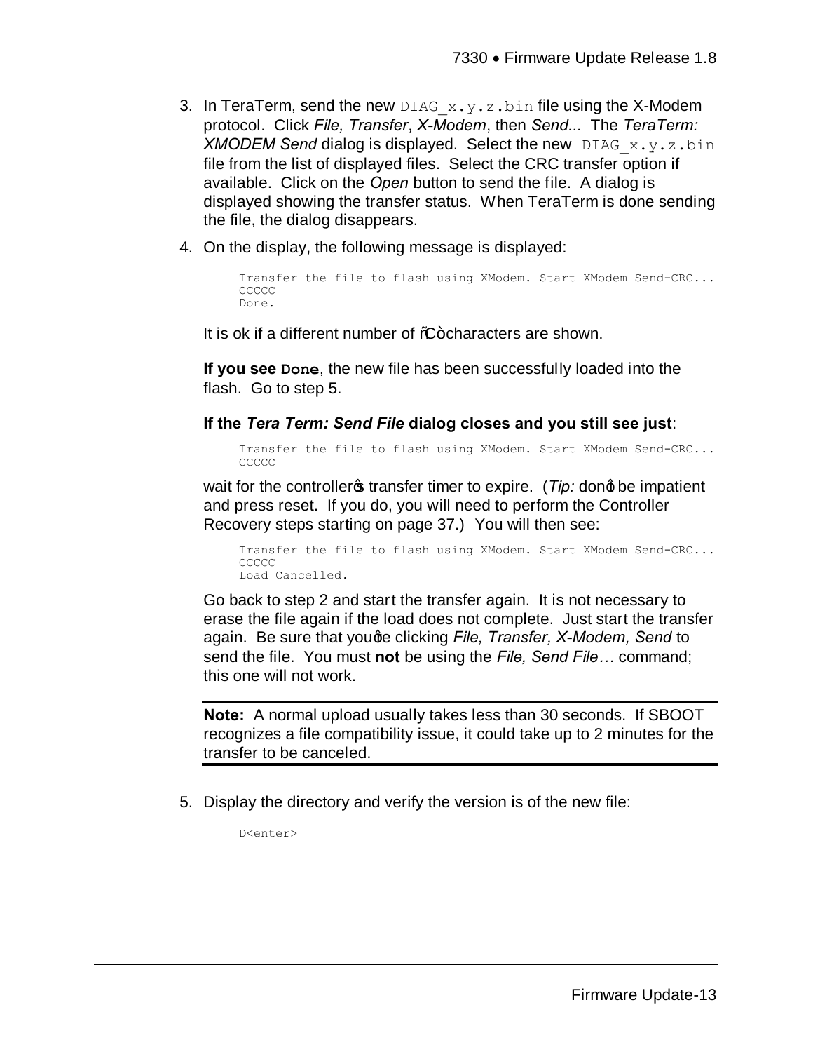3. In TeraTerm, send the new `DIAG_x.y.z.bin` file using the X-Modem protocol. Click *File, Transfer*, *X-Modem*, then *Send...* The *TeraTerm: XMODEM Send* dialog is displayed. Select the new `DIAG_x.y.z.bin` file from the list of displayed files. Select the CRC transfer option if available. Click on the *Open* button to send the file. A dialog is displayed showing the transfer status. When TeraTerm is done sending the file, the dialog disappears.

4. On the display, the following message is displayed:

   ```
   Transfer the file to flash using XModem. Start XModem Send-CRC...
   CCCCC
   Done.
   ```

   It is ok if a different number of "C" characters are shown.

   **If you see `Done`**, the new file has been successfully loaded into the flash. Go to step 5.

   **If the *Tera Term: Send File* dialog closes and you still see just**:

   ```
   Transfer the file to flash using XModem. Start XModem Send-CRC...
   CCCCC
   ```

   wait for the controller's transfer timer to expire. (*Tip:* don't be impatient and press reset. If you do, you will need to perform the Controller Recovery steps starting on page 37.) You will then see:

   ```
   Transfer the file to flash using XModem. Start XModem Send-CRC...
   CCCCC
   Load Cancelled.
   ```

   Go back to step 2 and start the transfer again. It is not necessary to erase the file again if the load does not complete. Just start the transfer again. Be sure that you're clicking *File, Transfer, X-Modem, Send* to send the file. You must **not** be using the *File, Send File…* command; this one will not work.

   **Note:** A normal upload usually takes less than 30 seconds. If SBOOT recognizes a file compatibility issue, it could take up to 2 minutes for the transfer to be canceled.

5. Display the directory and verify the version is of the new file:

   ```
   D<enter>
   ```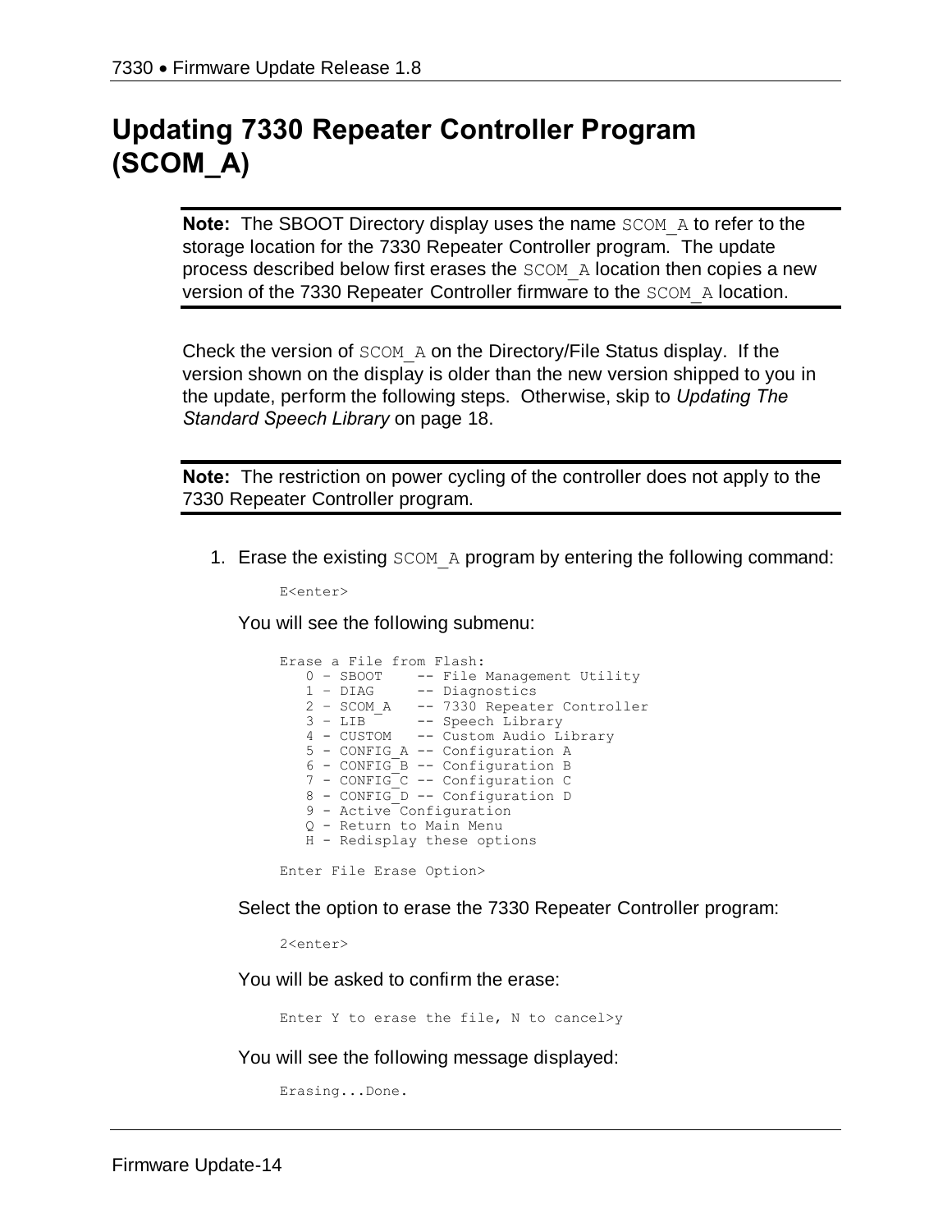# Updating 7330 Repeater Controller Program (SCOM_A)

> **Note:** The SBOOT Directory display uses the name `SCOM_A` to refer to the storage location for the 7330 Repeater Controller program. The update process described below first erases the `SCOM_A` location then copies a new version of the 7330 Repeater Controller firmware to the `SCOM_A` location.

Check the version of `SCOM_A` on the Directory/File Status display. If the version shown on the display is older than the new version shipped to you in the update, perform the following steps. Otherwise, skip to *Updating The Standard Speech Library* on page 18.

> **Note:** The restriction on power cycling of the controller does not apply to the 7330 Repeater Controller program.

1. Erase the existing `SCOM_A` program by entering the following command:

   ```
   E<enter>
   ```

   You will see the following submenu:

   ```
   Erase a File from Flash:
      0 - SBOOT    -- File Management Utility
      1 - DIAG     -- Diagnostics
      2 - SCOM_A   -- 7330 Repeater Controller
      3 - LIB      -- Speech Library
      4 - CUSTOM   -- Custom Audio Library
      5 - CONFIG_A -- Configuration A
      6 - CONFIG_B -- Configuration B
      7 - CONFIG_C -- Configuration C
      8 - CONFIG_D -- Configuration D
      9 - Active Configuration
      Q - Return to Main Menu
      H - Redisplay these options

   Enter File Erase Option>
   ```

   Select the option to erase the 7330 Repeater Controller program:

   ```
   2<enter>
   ```

   You will be asked to confirm the erase:

   ```
   Enter Y to erase the file, N to cancel>y
   ```

   You will see the following message displayed:

   ```
   Erasing...Done.
   ```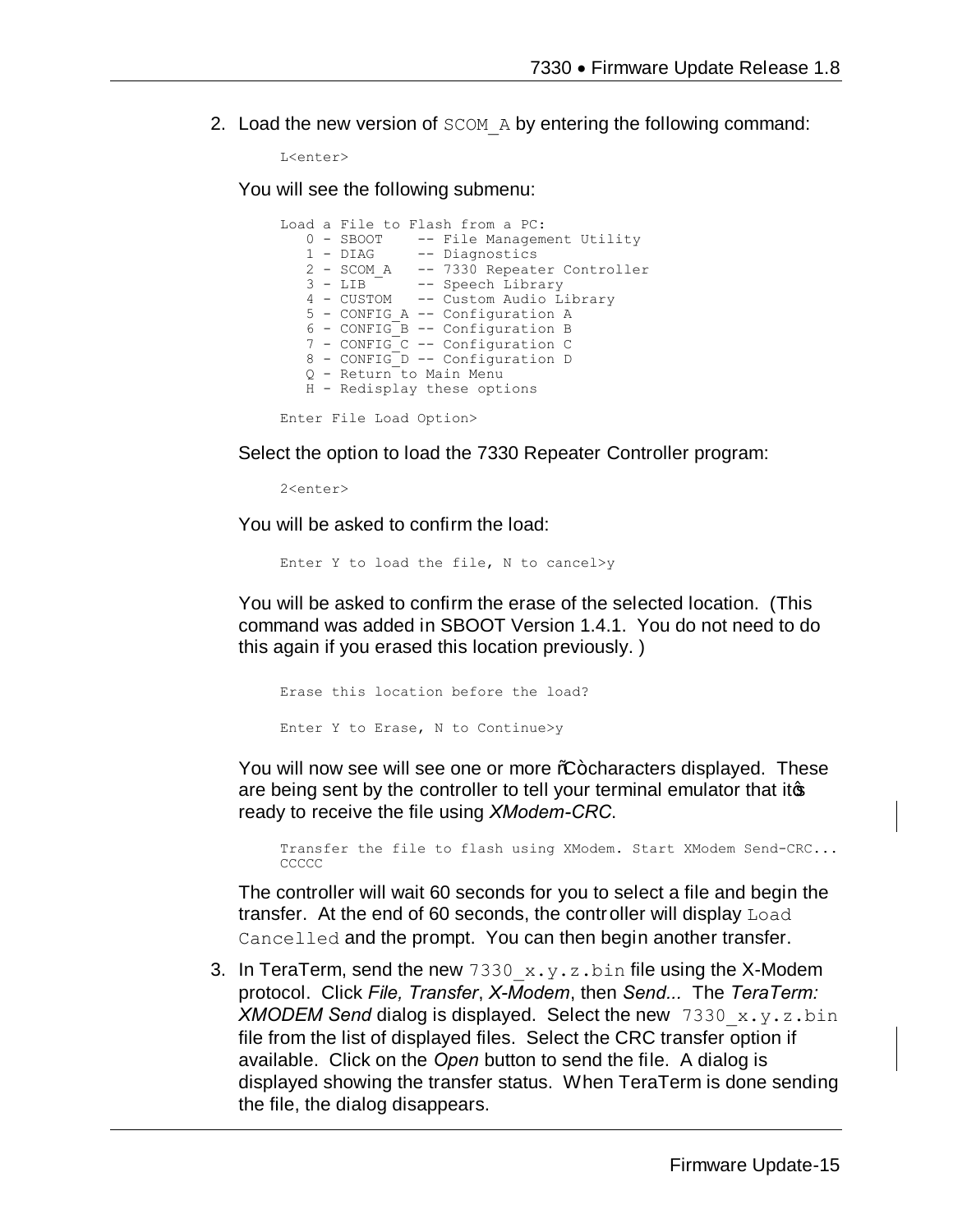2. Load the new version of `SCOM_A` by entering the following command:

```
L<enter>
```

You will see the following submenu:

```
Load a File to Flash from a PC:
   0 - SBOOT    -- File Management Utility
   1 - DIAG     -- Diagnostics
   2 - SCOM_A   -- 7330 Repeater Controller
   3 - LIB      -- Speech Library
   4 - CUSTOM   -- Custom Audio Library
   5 - CONFIG_A -- Configuration A
   6 - CONFIG_B -- Configuration B
   7 - CONFIG_C -- Configuration C
   8 - CONFIG_D -- Configuration D
   Q - Return to Main Menu
   H - Redisplay these options

Enter File Load Option>
```

Select the option to load the 7330 Repeater Controller program:

```
2<enter>
```

You will be asked to confirm the load:

```
Enter Y to load the file, N to cancel>y
```

You will be asked to confirm the erase of the selected location. (This command was added in SBOOT Version 1.4.1. You do not need to do this again if you erased this location previously. )

```
Erase this location before the load?

Enter Y to Erase, N to Continue>y
```

You will now see will see one or more "C" characters displayed. These are being sent by the controller to tell your terminal emulator that it's ready to receive the file using *XModem-CRC*.

```
Transfer the file to flash using XModem. Start XModem Send-CRC...
CCCCC
```

The controller will wait 60 seconds for you to select a file and begin the transfer. At the end of 60 seconds, the controller will display `Load Cancelled` and the prompt. You can then begin another transfer.

3. In TeraTerm, send the new `7330_x.y.z.bin` file using the X-Modem protocol. Click *File, Transfer*, *X-Modem*, then *Send...* The *TeraTerm: XMODEM Send* dialog is displayed. Select the new `7330_x.y.z.bin` file from the list of displayed files. Select the CRC transfer option if available. Click on the *Open* button to send the file. A dialog is displayed showing the transfer status. When TeraTerm is done sending the file, the dialog disappears.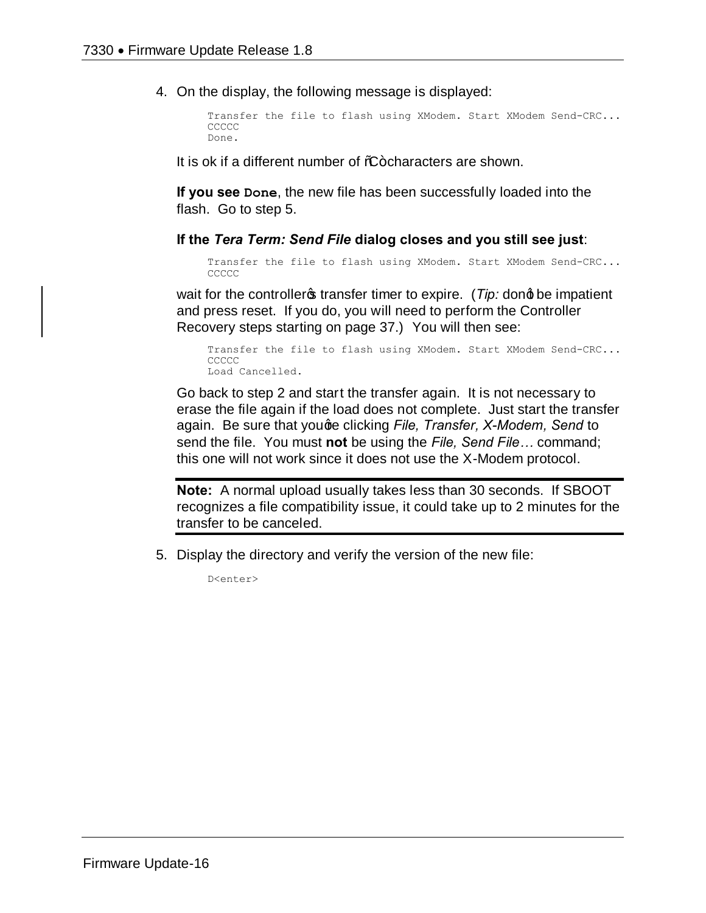4. On the display, the following message is displayed:

   ```
   Transfer the file to flash using XModem. Start XModem Send-CRC...
   CCCCC
   Done.
   ```

   It is ok if a different number of "C" characters are shown.

   **If you see `Done`**, the new file has been successfully loaded into the flash. Go to step 5.

   **If the *Tera Term: Send File* dialog closes and you still see just**:

   ```
   Transfer the file to flash using XModem. Start XModem Send-CRC...
   CCCCC
   ```

   wait for the controller's transfer timer to expire. (*Tip:* don't be impatient and press reset. If you do, you will need to perform the Controller Recovery steps starting on page 37.) You will then see:

   ```
   Transfer the file to flash using XModem. Start XModem Send-CRC...
   CCCCC
   Load Cancelled.
   ```

   Go back to step 2 and start the transfer again. It is not necessary to erase the file again if the load does not complete. Just start the transfer again. Be sure that you're clicking *File, Transfer, X-Modem, Send* to send the file. You must **not** be using the *File, Send File…* command; this one will not work since it does not use the X-Modem protocol.

   ---

   **Note:** A normal upload usually takes less than 30 seconds. If SBOOT recognizes a file compatibility issue, it could take up to 2 minutes for the transfer to be canceled.

   ---

5. Display the directory and verify the version of the new file:

   ```
   D<enter>
   ```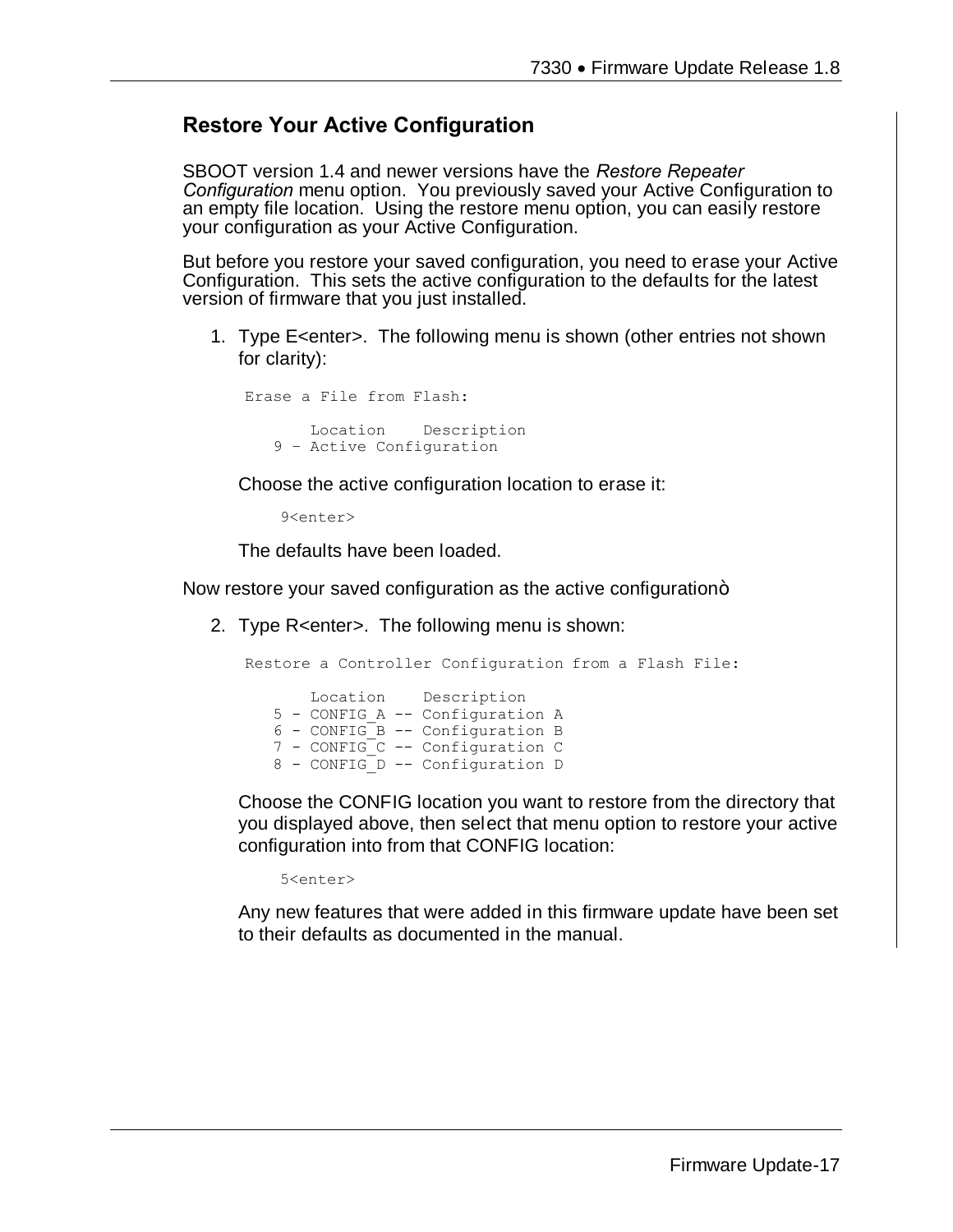## Restore Your Active Configuration

SBOOT version 1.4 and newer versions have the *Restore Repeater Configuration* menu option. You previously saved your Active Configuration to an empty file location. Using the restore menu option, you can easily restore your configuration as your Active Configuration.

But before you restore your saved configuration, you need to erase your Active Configuration. This sets the active configuration to the defaults for the latest version of firmware that you just installed.

1. Type E<enter>. The following menu is shown (other entries not shown for clarity):

   ```
   Erase a File from Flash:

          Location    Description
       9 – Active Configuration
   ```

   Choose the active configuration location to erase it:

   ```
   9<enter>
   ```

   The defaults have been loaded.

Now restore your saved configuration as the active configurationò

2. Type R<enter>. The following menu is shown:

   ```
   Restore a Controller Configuration from a Flash File:

          Location    Description
       5 - CONFIG_A -- Configuration A
       6 - CONFIG_B -- Configuration B
       7 - CONFIG_C -- Configuration C
       8 - CONFIG_D -- Configuration D
   ```

   Choose the CONFIG location you want to restore from the directory that you displayed above, then select that menu option to restore your active configuration into from that CONFIG location:

   ```
   5<enter>
   ```

   Any new features that were added in this firmware update have been set to their defaults as documented in the manual.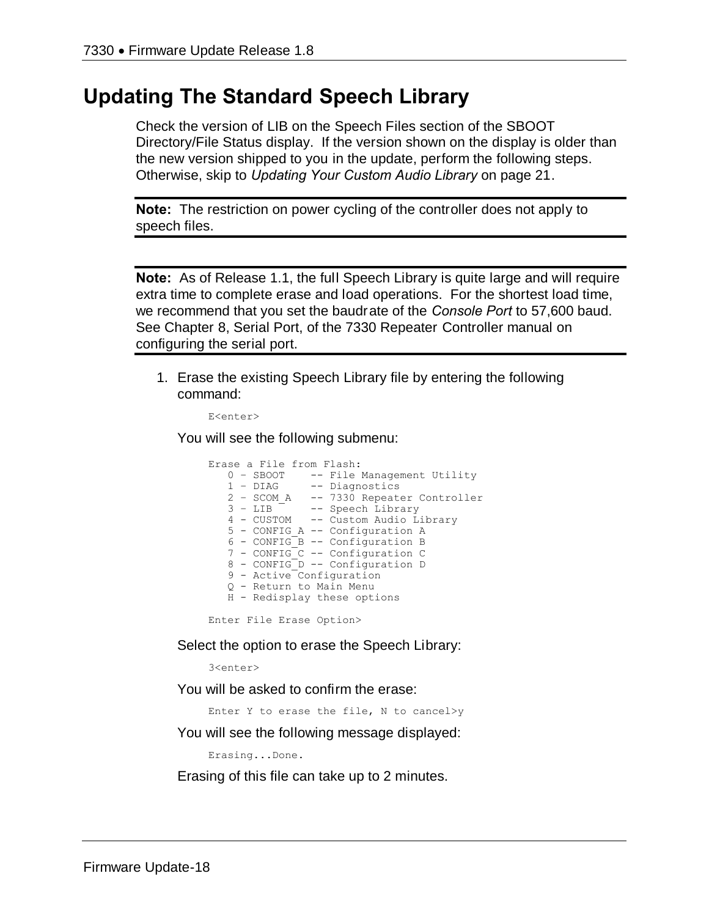# Updating The Standard Speech Library

Check the version of LIB on the Speech Files section of the SBOOT Directory/File Status display. If the version shown on the display is older than the new version shipped to you in the update, perform the following steps. Otherwise, skip to *Updating Your Custom Audio Library* on page 21.

---

**Note:** The restriction on power cycling of the controller does not apply to speech files.

---

---

**Note:** As of Release 1.1, the full Speech Library is quite large and will require extra time to complete erase and load operations. For the shortest load time, we recommend that you set the baudrate of the *Console Port* to 57,600 baud. See Chapter 8, Serial Port, of the 7330 Repeater Controller manual on configuring the serial port.

---

1. Erase the existing Speech Library file by entering the following command:

   ```
   E<enter>
   ```

   You will see the following submenu:

   ```
   Erase a File from Flash:
      0 – SBOOT    -- File Management Utility
      1 – DIAG     -- Diagnostics
      2 – SCOM_A   -- 7330 Repeater Controller
      3 – LIB      -- Speech Library
      4 - CUSTOM   -- Custom Audio Library
      5 - CONFIG_A -- Configuration A
      6 - CONFIG_B -- Configuration B
      7 - CONFIG_C -- Configuration C
      8 - CONFIG_D -- Configuration D
      9 - Active Configuration
      Q - Return to Main Menu
      H - Redisplay these options

   Enter File Erase Option>
   ```

   Select the option to erase the Speech Library:

   ```
   3<enter>
   ```

   You will be asked to confirm the erase:

   ```
   Enter Y to erase the file, N to cancel>y
   ```

   You will see the following message displayed:

   ```
   Erasing...Done.
   ```

   Erasing of this file can take up to 2 minutes.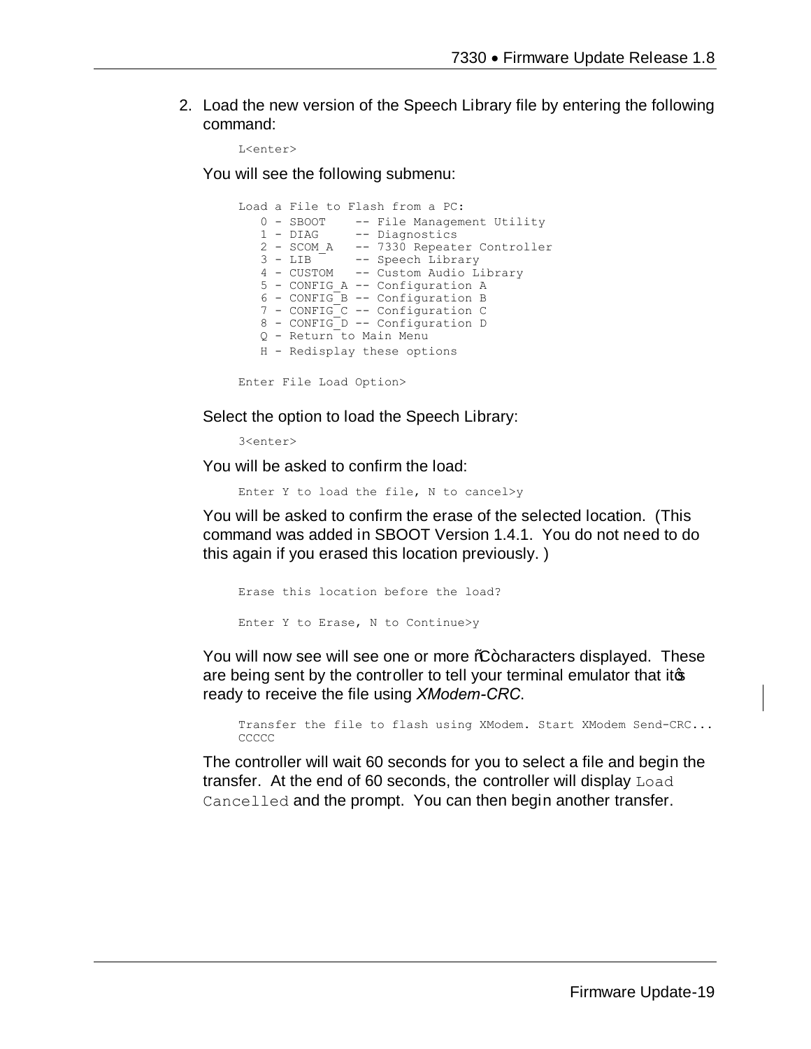2. Load the new version of the Speech Library file by entering the following command:

   ```
   L<enter>
   ```

   You will see the following submenu:

   ```
   Load a File to Flash from a PC:
      0 - SBOOT    -- File Management Utility
      1 - DIAG     -- Diagnostics
      2 - SCOM_A   -- 7330 Repeater Controller
      3 - LIB      -- Speech Library
      4 - CUSTOM   -- Custom Audio Library
      5 - CONFIG_A -- Configuration A
      6 - CONFIG_B -- Configuration B
      7 - CONFIG_C -- Configuration C
      8 - CONFIG_D -- Configuration D
      Q - Return to Main Menu
      H - Redisplay these options

   Enter File Load Option>
   ```

   Select the option to load the Speech Library:

   ```
   3<enter>
   ```

   You will be asked to confirm the load:

   ```
   Enter Y to load the file, N to cancel>y
   ```

   You will be asked to confirm the erase of the selected location. (This command was added in SBOOT Version 1.4.1. You do not need to do this again if you erased this location previously. )

   ```
   Erase this location before the load?

   Enter Y to Erase, N to Continue>y
   ```

   You will now see will see one or more "C" characters displayed. These are being sent by the controller to tell your terminal emulator that it's ready to receive the file using *XModem-CRC*.

   ```
   Transfer the file to flash using XModem. Start XModem Send-CRC...
   CCCCC
   ```

   The controller will wait 60 seconds for you to select a file and begin the transfer. At the end of 60 seconds, the controller will display `Load Cancelled` and the prompt. You can then begin another transfer.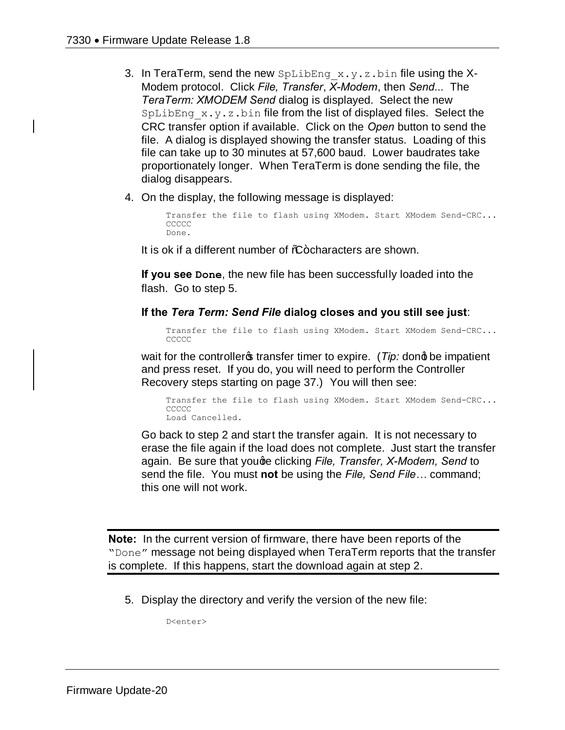3. In TeraTerm, send the new `SpLibEng_x.y.z.bin` file using the X-Modem protocol. Click *File, Transfer*, *X-Modem*, then *Send...* The *TeraTerm: XMODEM Send* dialog is displayed. Select the new `SpLibEng_x.y.z.bin` file from the list of displayed files. Select the CRC transfer option if available. Click on the *Open* button to send the file. A dialog is displayed showing the transfer status. Loading of this file can take up to 30 minutes at 57,600 baud. Lower baudrates take proportionately longer. When TeraTerm is done sending the file, the dialog disappears.

4. On the display, the following message is displayed:

   ```
   Transfer the file to flash using XModem. Start XModem Send-CRC...
   CCCCC
   Done.
   ```

   It is ok if a different number of "C" characters are shown.

   **If you see `Done`**, the new file has been successfully loaded into the flash. Go to step 5.

   **If the *Tera Term: Send File* dialog closes and you still see just**:

   ```
   Transfer the file to flash using XModem. Start XModem Send-CRC...
   CCCCC
   ```

   wait for the controller's transfer timer to expire. (*Tip:* don't be impatient and press reset. If you do, you will need to perform the Controller Recovery steps starting on page 37.) You will then see:

   ```
   Transfer the file to flash using XModem. Start XModem Send-CRC...
   CCCCC
   Load Cancelled.
   ```

   Go back to step 2 and start the transfer again. It is not necessary to erase the file again if the load does not complete. Just start the transfer again. Be sure that you're clicking *File, Transfer, X-Modem, Send* to send the file. You must **not** be using the *File, Send File…* command; this one will not work.

---

**Note:** In the current version of firmware, there have been reports of the "`Done`" message not being displayed when TeraTerm reports that the transfer is complete. If this happens, start the download again at step 2.

---

5. Display the directory and verify the version of the new file:

   ```
   D<enter>
   ```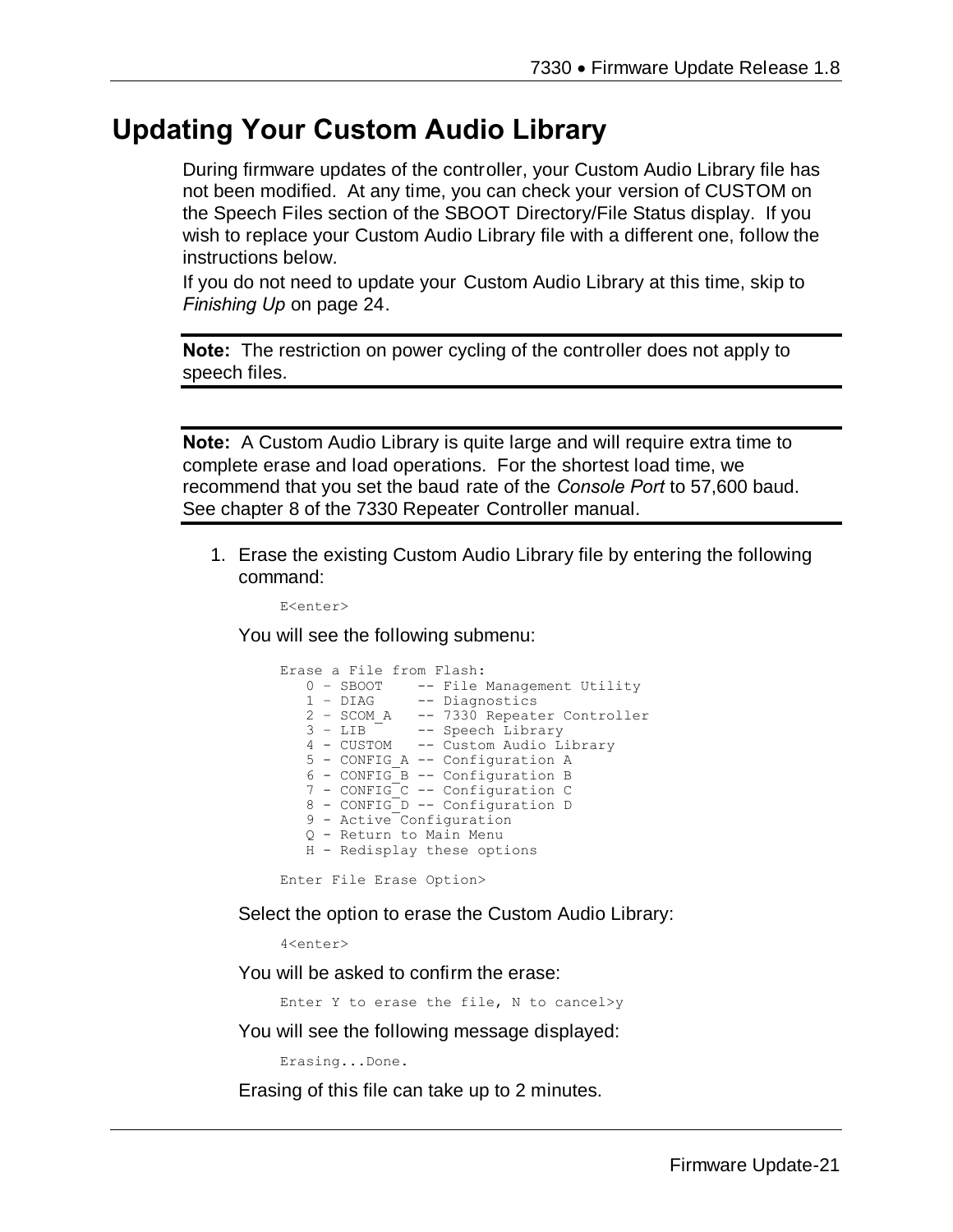# Updating Your Custom Audio Library

During firmware updates of the controller, your Custom Audio Library file has not been modified. At any time, you can check your version of CUSTOM on the Speech Files section of the SBOOT Directory/File Status display. If you wish to replace your Custom Audio Library file with a different one, follow the instructions below.

If you do not need to update your Custom Audio Library at this time, skip to *Finishing Up* on page 24.

---

**Note:** The restriction on power cycling of the controller does not apply to speech files.

---

---

**Note:** A Custom Audio Library is quite large and will require extra time to complete erase and load operations. For the shortest load time, we recommend that you set the baud rate of the *Console Port* to 57,600 baud. See chapter 8 of the 7330 Repeater Controller manual.

---

1. Erase the existing Custom Audio Library file by entering the following command:

   ```
   E<enter>
   ```

   You will see the following submenu:

   ```
   Erase a File from Flash:
      0 – SBOOT    -- File Management Utility
      1 – DIAG     -- Diagnostics
      2 – SCOM_A   -- 7330 Repeater Controller
      3 – LIB      -- Speech Library
      4 - CUSTOM   -- Custom Audio Library
      5 - CONFIG_A -- Configuration A
      6 - CONFIG_B -- Configuration B
      7 - CONFIG_C -- Configuration C
      8 - CONFIG_D -- Configuration D
      9 - Active Configuration
      Q - Return to Main Menu
      H - Redisplay these options

   Enter File Erase Option>
   ```

   Select the option to erase the Custom Audio Library:

   ```
   4<enter>
   ```

   You will be asked to confirm the erase:

   ```
   Enter Y to erase the file, N to cancel>y
   ```

   You will see the following message displayed:

   ```
   Erasing...Done.
   ```

   Erasing of this file can take up to 2 minutes.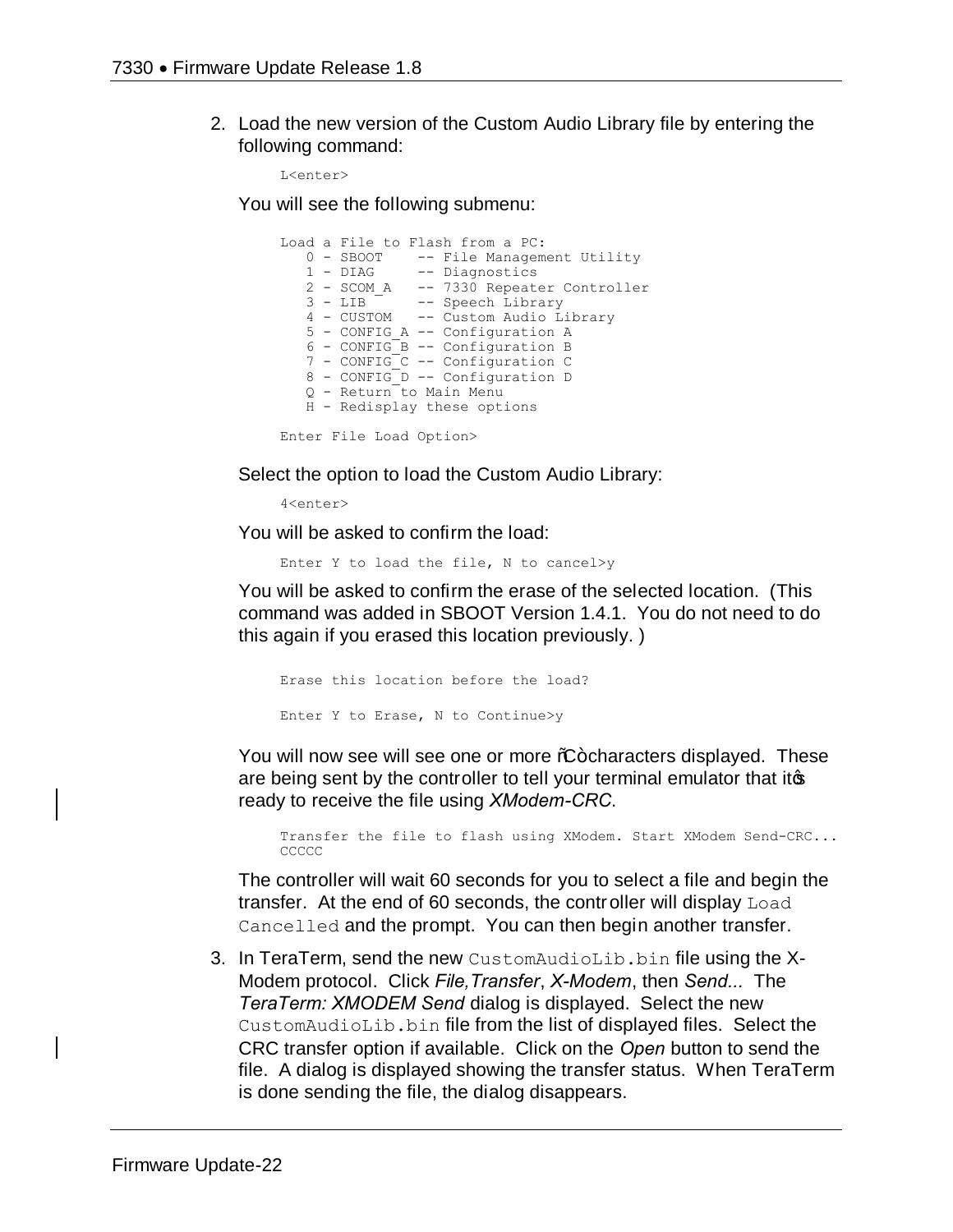2. Load the new version of the Custom Audio Library file by entering the following command:

   ```
   L<enter>
   ```

   You will see the following submenu:

   ```
   Load a File to Flash from a PC:
      0 - SBOOT    -- File Management Utility
      1 - DIAG     -- Diagnostics
      2 - SCOM_A   -- 7330 Repeater Controller
      3 - LIB      -- Speech Library
      4 - CUSTOM   -- Custom Audio Library
      5 - CONFIG_A -- Configuration A
      6 - CONFIG_B -- Configuration B
      7 - CONFIG_C -- Configuration C
      8 - CONFIG_D -- Configuration D
      Q - Return to Main Menu
      H - Redisplay these options

   Enter File Load Option>
   ```

   Select the option to load the Custom Audio Library:

   ```
   4<enter>
   ```

   You will be asked to confirm the load:

   ```
   Enter Y to load the file, N to cancel>y
   ```

   You will be asked to confirm the erase of the selected location. (This command was added in SBOOT Version 1.4.1. You do not need to do this again if you erased this location previously. )

   ```
   Erase this location before the load?

   Enter Y to Erase, N to Continue>y
   ```

   You will now see will see one or more "C" characters displayed. These are being sent by the controller to tell your terminal emulator that it's ready to receive the file using *XModem-CRC*.

   ```
   Transfer the file to flash using XModem. Start XModem Send-CRC...
   CCCCC
   ```

   The controller will wait 60 seconds for you to select a file and begin the transfer. At the end of 60 seconds, the controller will display `Load Cancelled` and the prompt. You can then begin another transfer.

3. In TeraTerm, send the new `CustomAudioLib.bin` file using the X-Modem protocol. Click *File,Transfer*, *X-Modem*, then *Send...* The *TeraTerm: XMODEM Send* dialog is displayed. Select the new `CustomAudioLib.bin` file from the list of displayed files. Select the CRC transfer option if available. Click on the *Open* button to send the file. A dialog is displayed showing the transfer status. When TeraTerm is done sending the file, the dialog disappears.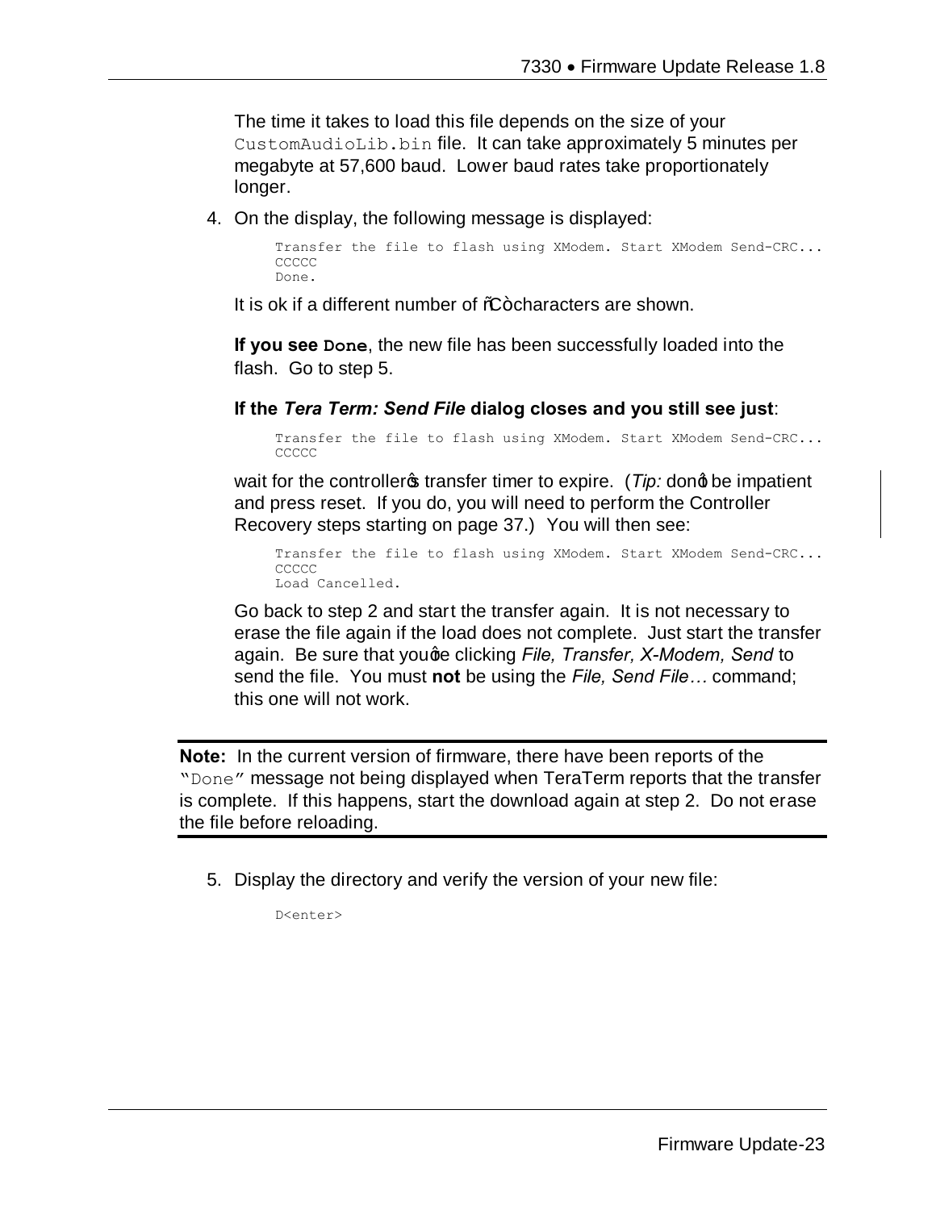The time it takes to load this file depends on the size of your `CustomAudioLib.bin` file. It can take approximately 5 minutes per megabyte at 57,600 baud. Lower baud rates take proportionately longer.

4. On the display, the following message is displayed:

```
Transfer the file to flash using XModem. Start XModem Send-CRC...
CCCCC
Done.
```

It is ok if a different number of "C" characters are shown.

**If you see `Done`**, the new file has been successfully loaded into the flash. Go to step 5.

**If the *Tera Term: Send File* dialog closes and you still see just**:

```
Transfer the file to flash using XModem. Start XModem Send-CRC...
CCCCC
```

wait for the controller's transfer timer to expire. (*Tip:* don't be impatient and press reset. If you do, you will need to perform the Controller Recovery steps starting on page 37.) You will then see:

```
Transfer the file to flash using XModem. Start XModem Send-CRC...
CCCCC
Load Cancelled.
```

Go back to step 2 and start the transfer again. It is not necessary to erase the file again if the load does not complete. Just start the transfer again. Be sure that you're clicking *File, Transfer, X-Modem, Send* to send the file. You must **not** be using the *File, Send File…* command; this one will not work.

---

**Note:** In the current version of firmware, there have been reports of the "`Done`" message not being displayed when TeraTerm reports that the transfer is complete. If this happens, start the download again at step 2. Do not erase the file before reloading.

---

5. Display the directory and verify the version of your new file:

```
D<enter>
```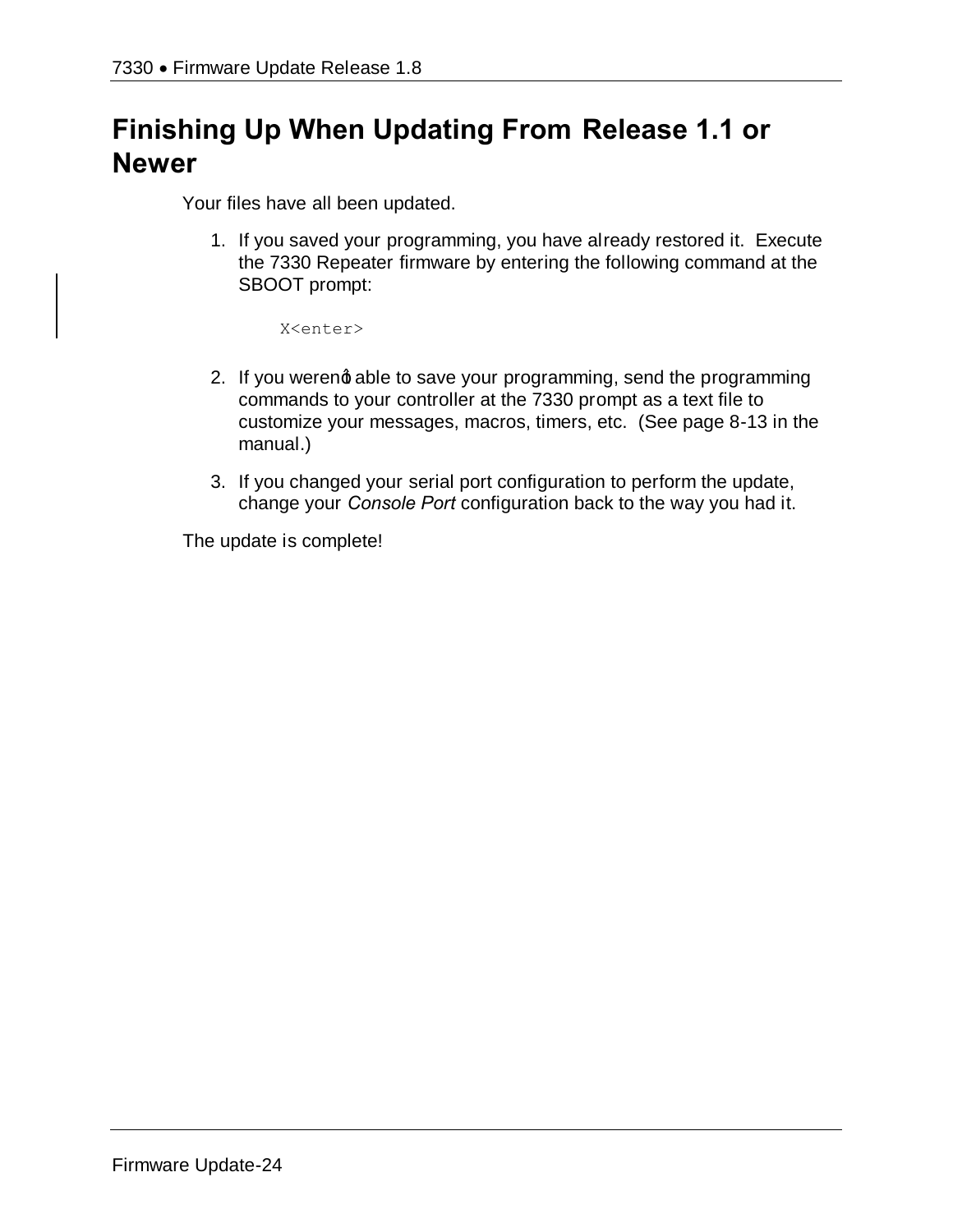# Finishing Up When Updating From Release 1.1 or Newer

Your files have all been updated.

1. If you saved your programming, you have already restored it. Execute the 7330 Repeater firmware by entering the following command at the SBOOT prompt:

   ```
   X<enter>
   ```

2. If you weren't able to save your programming, send the programming commands to your controller at the 7330 prompt as a text file to customize your messages, macros, timers, etc. (See page 8-13 in the manual.)

3. If you changed your serial port configuration to perform the update, change your *Console Port* configuration back to the way you had it.

The update is complete!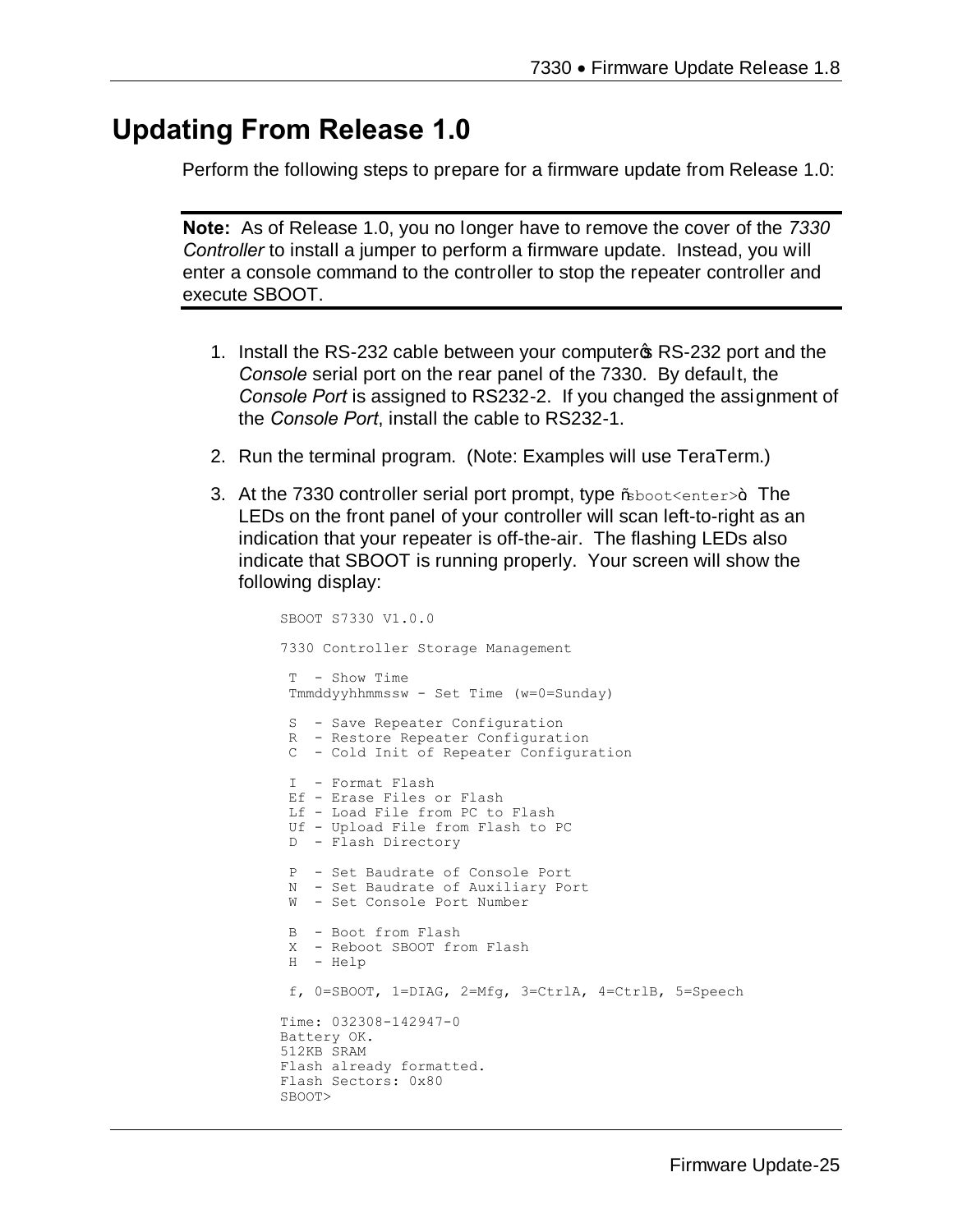# Updating From Release 1.0

Perform the following steps to prepare for a firmware update from Release 1.0:

---

**Note:** As of Release 1.0, you no longer have to remove the cover of the *7330 Controller* to install a jumper to perform a firmware update. Instead, you will enter a console command to the controller to stop the repeater controller and execute SBOOT.

---

1. Install the RS-232 cable between your computer's RS-232 port and the *Console* serial port on the rear panel of the 7330. By default, the *Console Port* is assigned to RS232-2. If you changed the assignment of the *Console Port*, install the cable to RS232-1.
2. Run the terminal program. (Note: Examples will use TeraTerm.)
3. At the 7330 controller serial port prompt, type "`sboot<enter>`". The LEDs on the front panel of your controller will scan left-to-right as an indication that your repeater is off-the-air. The flashing LEDs also indicate that SBOOT is running properly. Your screen will show the following display:

```
SBOOT S7330 V1.0.0

7330 Controller Storage Management

 T  - Show Time
 Tmmddyyhhmmssw - Set Time (w=0=Sunday)

 S  - Save Repeater Configuration
 R  - Restore Repeater Configuration
 C  - Cold Init of Repeater Configuration

 I  - Format Flash
 Ef - Erase Files or Flash
 Lf - Load File from PC to Flash
 Uf - Upload File from Flash to PC
 D  - Flash Directory

 P  - Set Baudrate of Console Port
 N  - Set Baudrate of Auxiliary Port
 W  - Set Console Port Number

 B  - Boot from Flash
 X  - Reboot SBOOT from Flash
 H  - Help

 f, 0=SBOOT, 1=DIAG, 2=Mfg, 3=CtrlA, 4=CtrlB, 5=Speech

Time: 032308-142947-0
Battery OK.
512KB SRAM
Flash already formatted.
Flash Sectors: 0x80
SBOOT>
```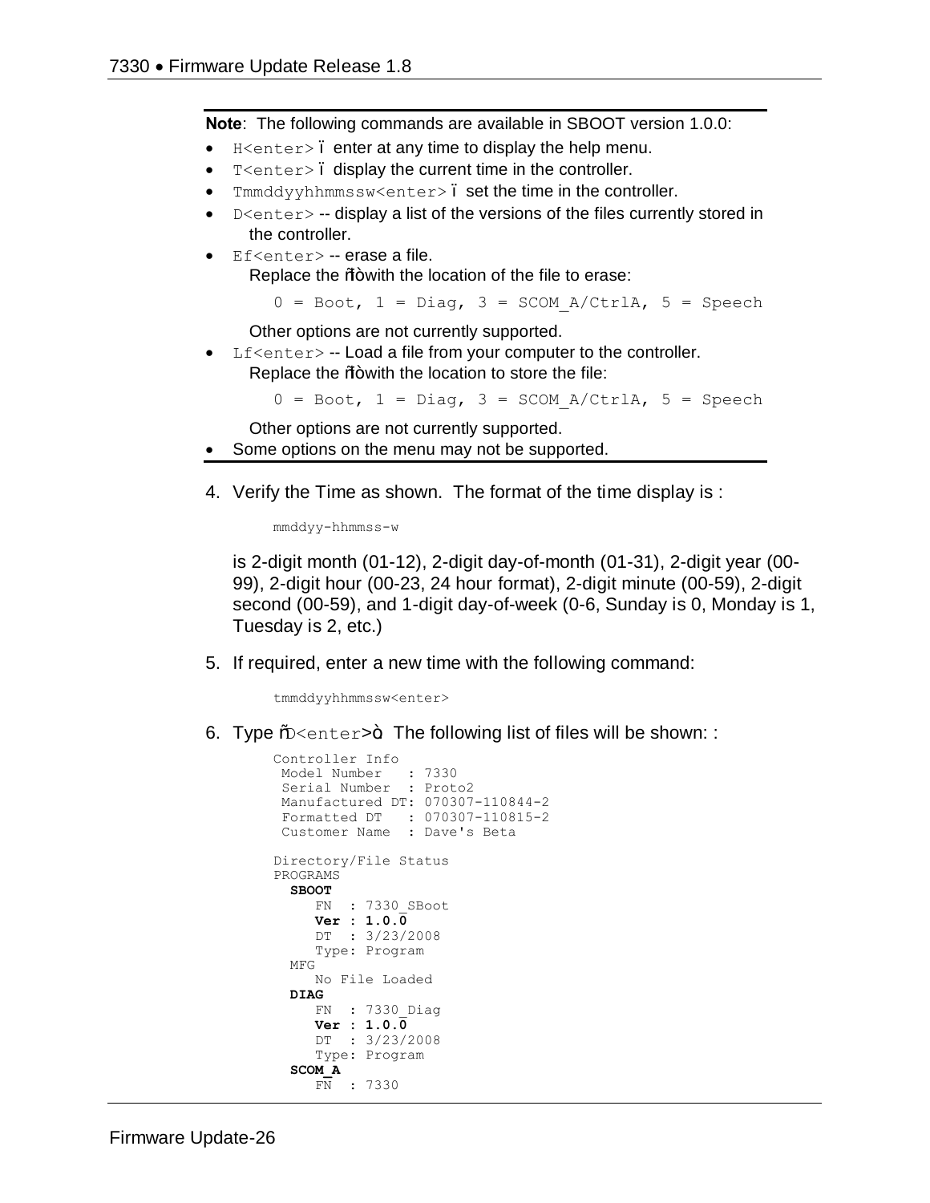**Note**: The following commands are available in SBOOT version 1.0.0:

- `H<enter>` – enter at any time to display the help menu.
- `T<enter>` – display the current time in the controller.
- `Tmmddyyhhmmssw<enter>` – set the time in the controller.
- `D<enter>` -- display a list of the versions of the files currently stored in the controller.
- `Ef<enter>` -- erase a file.
  Replace the "f" with the location of the file to erase:

  ```
  0 = Boot, 1 = Diag, 3 = SCOM_A/CtrlA, 5 = Speech
  ```

  Other options are not currently supported.
- `Lf<enter>` -- Load a file from your computer to the controller.
  Replace the "f" with the location to store the file:

  ```
  0 = Boot, 1 = Diag, 3 = SCOM_A/CtrlA, 5 = Speech
  ```

  Other options are not currently supported.
- Some options on the menu may not be supported.

4. Verify the Time as shown. The format of the time display is :

   ```
   mmddyy-hhmmss-w
   ```

   is 2-digit month (01-12), 2-digit day-of-month (01-31), 2-digit year (00-99), 2-digit hour (00-23, 24 hour format), 2-digit minute (00-59), 2-digit second (00-59), and 1-digit day-of-week (0-6, Sunday is 0, Monday is 1, Tuesday is 2, etc.)

5. If required, enter a new time with the following command:

   ```
   tmmddyyhhmmssw<enter>
   ```

6. Type "`D<enter>`". The following list of files will be shown: :

   ```
   Controller Info
    Model Number   : 7330
    Serial Number  : Proto2
    Manufactured DT: 070307-110844-2
    Formatted DT   : 070307-110815-2
    Customer Name  : Dave's Beta

   Directory/File Status
   PROGRAMS
     SBOOT
        FN  : 7330_SBoot
        Ver : 1.0.0
        DT  : 3/23/2008
        Type: Program
     MFG
        No File Loaded
     DIAG
        FN  : 7330_Diag
        Ver : 1.0.0
        DT  : 3/23/2008
        Type: Program
     SCOM_A
        FN  : 7330
   ```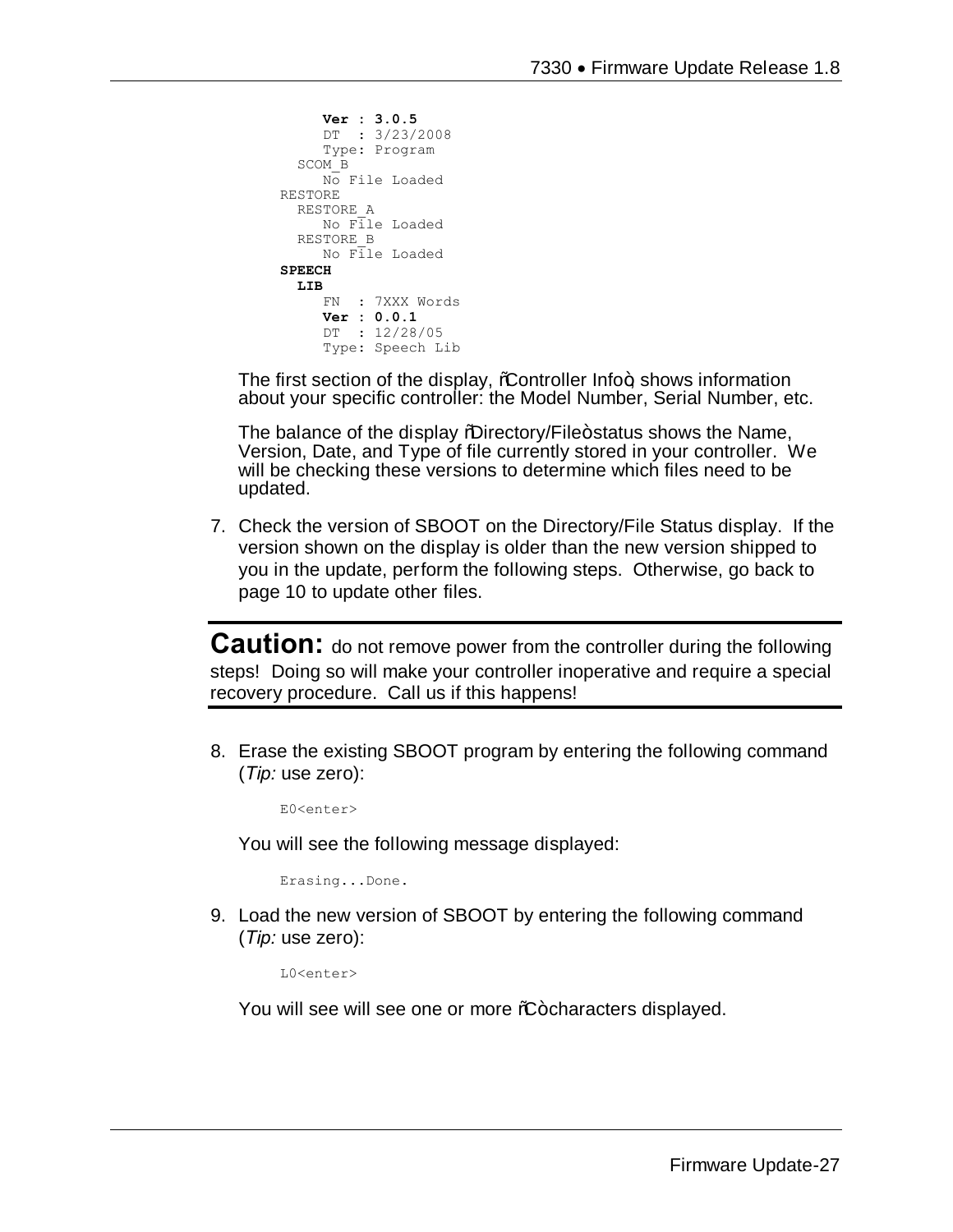```
      Ver : 3.0.5
      DT  : 3/23/2008
      Type: Program
   SCOM_B
      No File Loaded
RESTORE
   RESTORE_A
      No File Loaded
   RESTORE_B
      No File Loaded
SPEECH
   LIB
      FN  : 7XXX Words
      Ver : 0.0.1
      DT  : 12/28/05
      Type: Speech Lib
```

The first section of the display, "Controller Info", shows information about your specific controller: the Model Number, Serial Number, etc.

The balance of the display "Directory/File" status shows the Name, Version, Date, and Type of file currently stored in your controller. We will be checking these versions to determine which files need to be updated.

7. Check the version of SBOOT on the Directory/File Status display. If the version shown on the display is older than the new version shipped to you in the update, perform the following steps. Otherwise, go back to page 10 to update other files.

---

**Caution:** do not remove power from the controller during the following steps! Doing so will make your controller inoperative and require a special recovery procedure. Call us if this happens!

---

8. Erase the existing SBOOT program by entering the following command (*Tip:* use zero):

   ```
   E0<enter>
   ```

   You will see the following message displayed:

   ```
   Erasing...Done.
   ```

9. Load the new version of SBOOT by entering the following command (*Tip:* use zero):

   ```
   L0<enter>
   ```

   You will see will see one or more "C" characters displayed.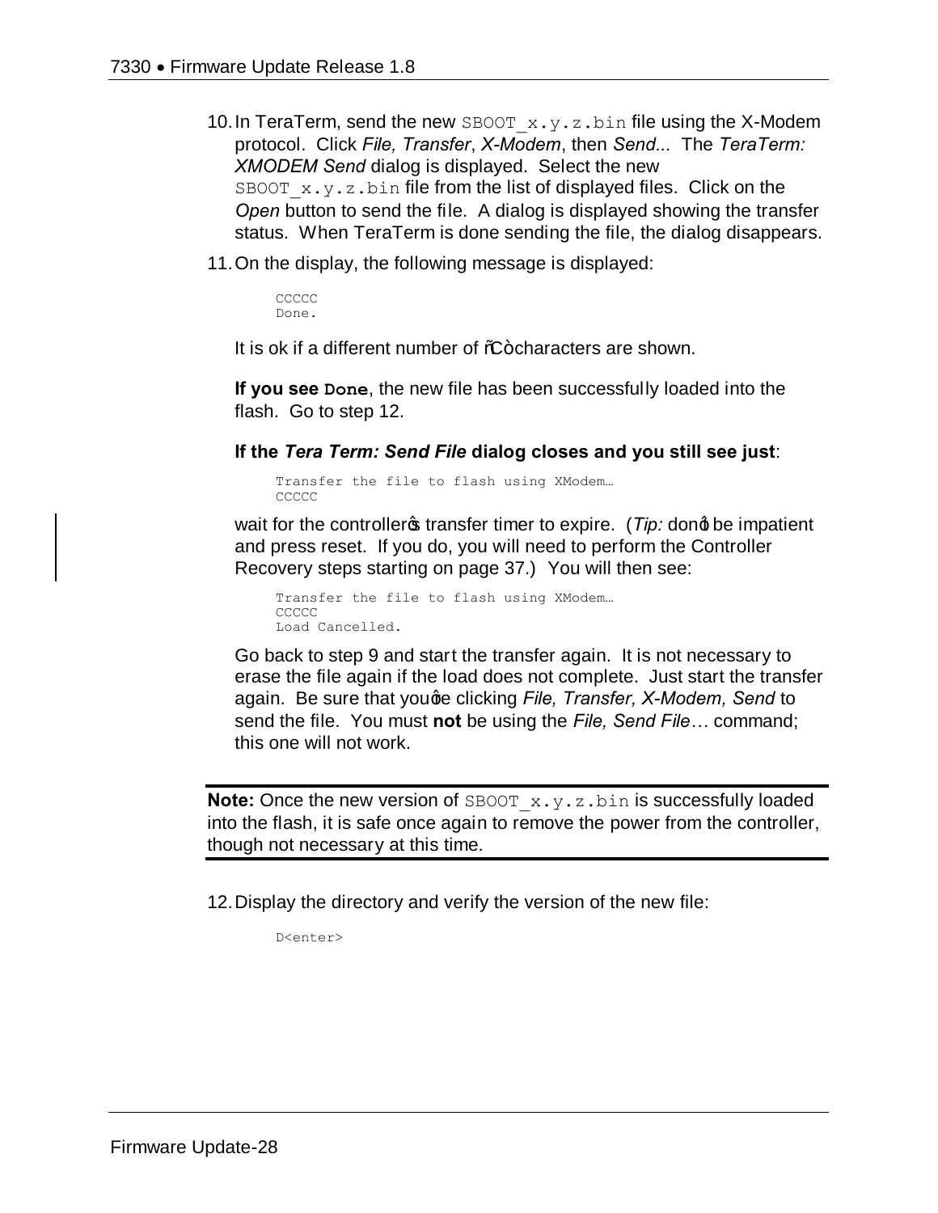10. In TeraTerm, send the new `SBOOT_x.y.z.bin` file using the X-Modem protocol. Click *File, Transfer*, *X-Modem*, then *Send...* The *TeraTerm: XMODEM Send* dialog is displayed. Select the new `SBOOT_x.y.z.bin` file from the list of displayed files. Click on the *Open* button to send the file. A dialog is displayed showing the transfer status. When TeraTerm is done sending the file, the dialog disappears.

11. On the display, the following message is displayed:

    ```
    CCCCC
    Done.
    ```

    It is ok if a different number of "C" characters are shown.

    **If you see `Done`**, the new file has been successfully loaded into the flash. Go to step 12.

    **If the *Tera Term: Send File* dialog closes and you still see just**:

    ```
    Transfer the file to flash using XModem…
    CCCCC
    ```

    wait for the controller's transfer timer to expire. (*Tip:* don't be impatient and press reset. If you do, you will need to perform the Controller Recovery steps starting on page 37.) You will then see:

    ```
    Transfer the file to flash using XModem…
    CCCCC
    Load Cancelled.
    ```

    Go back to step 9 and start the transfer again. It is not necessary to erase the file again if the load does not complete. Just start the transfer again. Be sure that you're clicking *File, Transfer, X-Modem, Send* to send the file. You must **not** be using the *File, Send File…* command; this one will not work.

---

**Note:** Once the new version of `SBOOT_x.y.z.bin` is successfully loaded into the flash, it is safe once again to remove the power from the controller, though not necessary at this time.

---

12. Display the directory and verify the version of the new file:

    ```
    D<enter>
    ```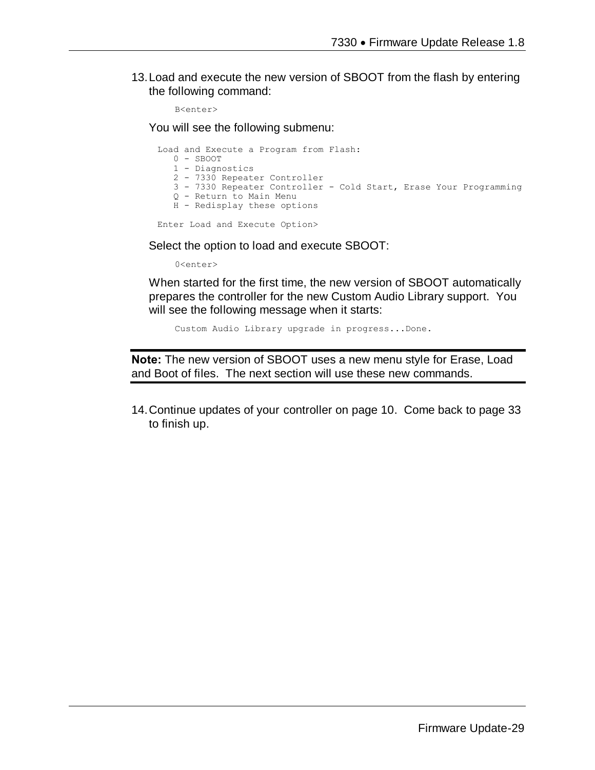13. Load and execute the new version of SBOOT from the flash by entering the following command:

    ```
    B<enter>
    ```

    You will see the following submenu:

    ```
    Load and Execute a Program from Flash:
       0 - SBOOT
       1 - Diagnostics
       2 - 7330 Repeater Controller
       3 - 7330 Repeater Controller - Cold Start, Erase Your Programming
       Q - Return to Main Menu
       H - Redisplay these options

    Enter Load and Execute Option>
    ```

    Select the option to load and execute SBOOT:

    ```
    0<enter>
    ```

    When started for the first time, the new version of SBOOT automatically prepares the controller for the new Custom Audio Library support. You will see the following message when it starts:

    ```
    Custom Audio Library upgrade in progress...Done.
    ```

---

**Note:** The new version of SBOOT uses a new menu style for Erase, Load and Boot of files. The next section will use these new commands.

---

14. Continue updates of your controller on page 10. Come back to page 33 to finish up.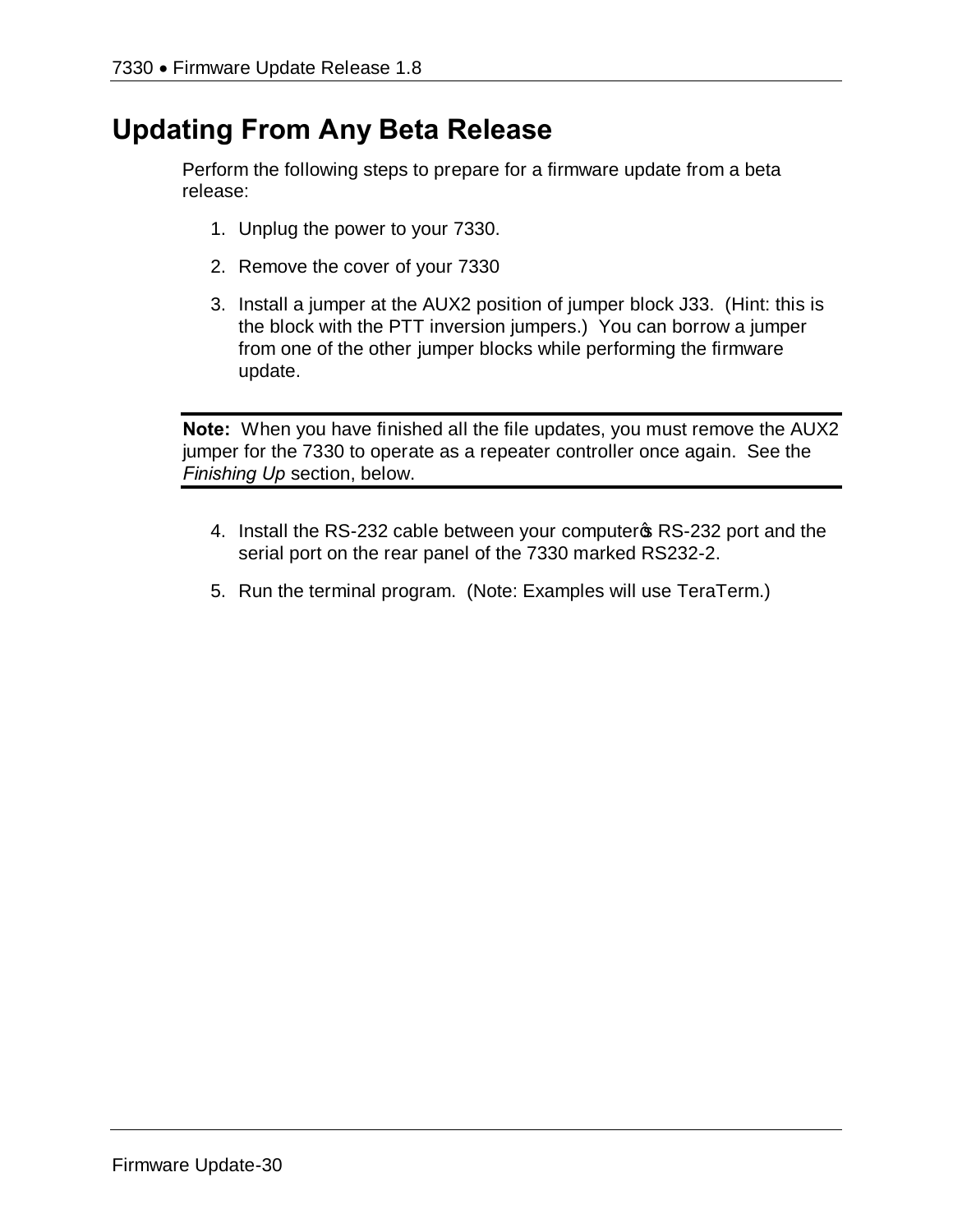## Updating From Any Beta Release

Perform the following steps to prepare for a firmware update from a beta release:

1. Unplug the power to your 7330.
2. Remove the cover of your 7330
3. Install a jumper at the AUX2 position of jumper block J33. (Hint: this is the block with the PTT inversion jumpers.) You can borrow a jumper from one of the other jumper blocks while performing the firmware update.

---

**Note:** When you have finished all the file updates, you must remove the AUX2 jumper for the 7330 to operate as a repeater controller once again. See the *Finishing Up* section, below.

---

4. Install the RS-232 cable between your computer's RS-232 port and the serial port on the rear panel of the 7330 marked RS232-2.
5. Run the terminal program. (Note: Examples will use TeraTerm.)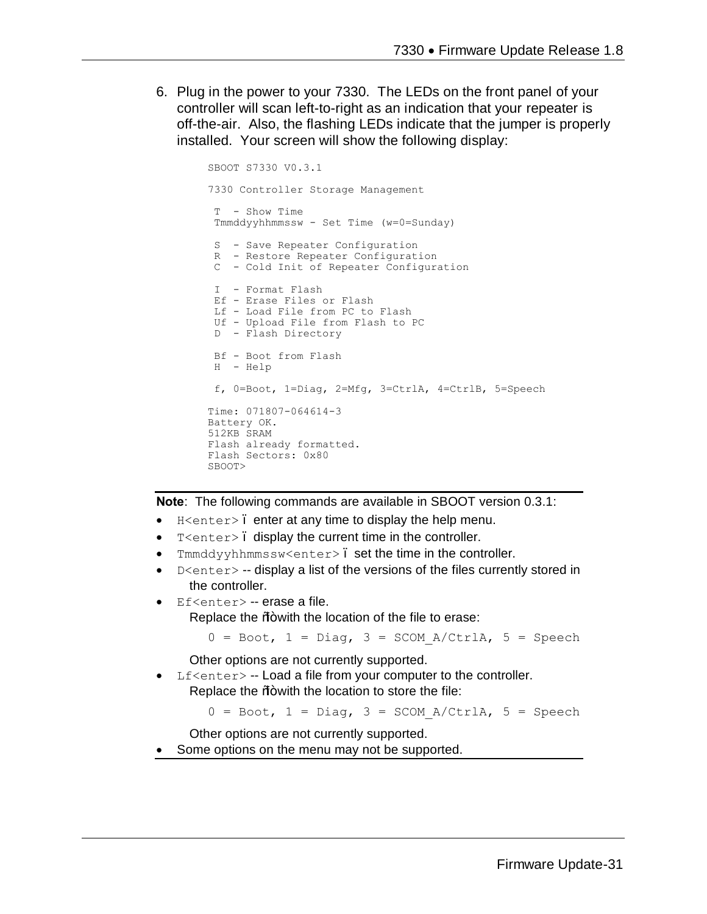6. Plug in the power to your 7330. The LEDs on the front panel of your controller will scan left-to-right as an indication that your repeater is off-the-air. Also, the flashing LEDs indicate that the jumper is properly installed. Your screen will show the following display:

```
SBOOT S7330 V0.3.1

7330 Controller Storage Management

 T  - Show Time
 Tmmddyyhhmmssw - Set Time (w=0=Sunday)

 S  - Save Repeater Configuration
 R  - Restore Repeater Configuration
 C  - Cold Init of Repeater Configuration

 I  - Format Flash
 Ef - Erase Files or Flash
 Lf - Load File from PC to Flash
 Uf - Upload File from Flash to PC
 D  - Flash Directory

 Bf - Boot from Flash
 H  - Help

 f, 0=Boot, 1=Diag, 2=Mfg, 3=CtrlA, 4=CtrlB, 5=Speech

Time: 071807-064614-3
Battery OK.
512KB SRAM
Flash already formatted.
Flash Sectors: 0x80
SBOOT>
```

**Note**: The following commands are available in SBOOT version 0.3.1:

- `H<enter>` – enter at any time to display the help menu.
- `T<enter>` – display the current time in the controller.
- `Tmmddyyhhmmssw<enter>` – set the time in the controller.
- `D<enter>` -- display a list of the versions of the files currently stored in the controller.
- `Ef<enter>` -- erase a file.
  Replace the "f" with the location of the file to erase:

  `0 = Boot, 1 = Diag, 3 = SCOM_A/CtrlA, 5 = Speech`

  Other options are not currently supported.
- `Lf<enter>` -- Load a file from your computer to the controller.
  Replace the "f" with the location to store the file:

  `0 = Boot, 1 = Diag, 3 = SCOM_A/CtrlA, 5 = Speech`

  Other options are not currently supported.
- Some options on the menu may not be supported.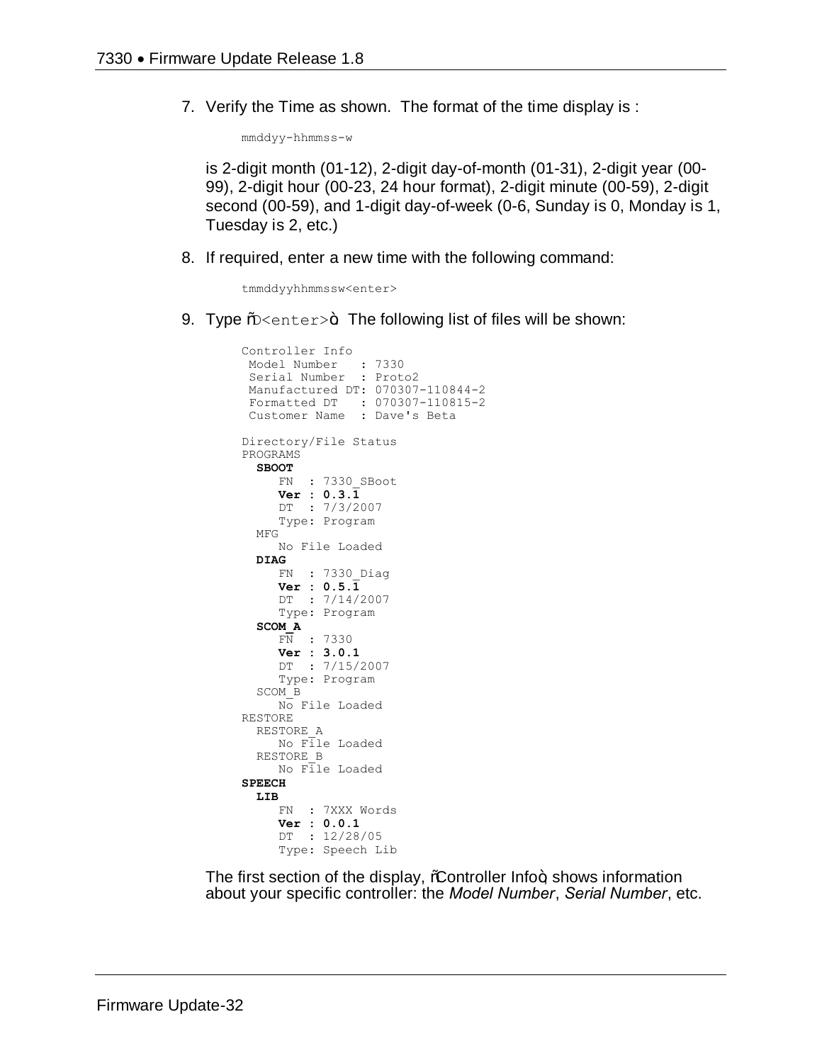7. Verify the Time as shown. The format of the time display is :

   ```
   mmddyy-hhmmss-w
   ```

   is 2-digit month (01-12), 2-digit day-of-month (01-31), 2-digit year (00-99), 2-digit hour (00-23, 24 hour format), 2-digit minute (00-59), 2-digit second (00-59), and 1-digit day-of-week (0-6, Sunday is 0, Monday is 1, Tuesday is 2, etc.)

8. If required, enter a new time with the following command:

   ```
   tmmddyyhhmmssw<enter>
   ```

9. Type "D<enter>". The following list of files will be shown:

   ```
   Controller Info
    Model Number   : 7330
    Serial Number  : Proto2
    Manufactured DT: 070307-110844-2
    Formatted DT   : 070307-110815-2
    Customer Name  : Dave's Beta

   Directory/File Status
   PROGRAMS
     SBOOT
        FN  : 7330_SBoot
        Ver : 0.3.1
        DT  : 7/3/2007
        Type: Program
     MFG
        No File Loaded
     DIAG
        FN  : 7330_Diag
        Ver : 0.5.1
        DT  : 7/14/2007
        Type: Program
     SCOM_A
        FN  : 7330
        Ver : 3.0.1
        DT  : 7/15/2007
        Type: Program
     SCOM_B
        No File Loaded
   RESTORE
     RESTORE_A
        No File Loaded
     RESTORE_B
        No File Loaded
   SPEECH
     LIB
        FN  : 7XXX Words
        Ver : 0.0.1
        DT  : 12/28/05
        Type: Speech Lib
   ```

   The first section of the display, "Controller Info", shows information about your specific controller: the *Model Number*, *Serial Number*, etc.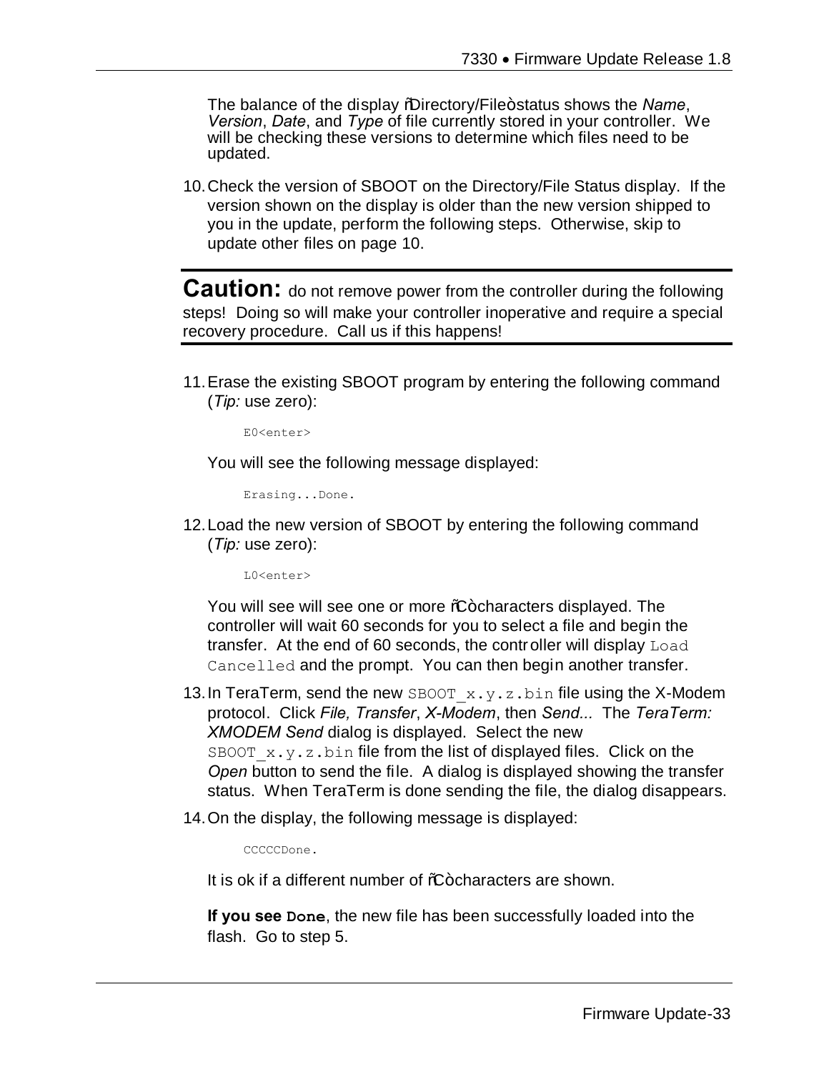The balance of the display "Directory/File" status shows the *Name*, *Version*, *Date*, and *Type* of file currently stored in your controller. We will be checking these versions to determine which files need to be updated.

10. Check the version of SBOOT on the Directory/File Status display. If the version shown on the display is older than the new version shipped to you in the update, perform the following steps. Otherwise, skip to update other files on page 10.

---

**Caution:** do not remove power from the controller during the following steps! Doing so will make your controller inoperative and require a special recovery procedure. Call us if this happens!

---

11. Erase the existing SBOOT program by entering the following command (*Tip:* use zero):

    ```
    E0<enter>
    ```

    You will see the following message displayed:

    ```
    Erasing...Done.
    ```

12. Load the new version of SBOOT by entering the following command (*Tip:* use zero):

    ```
    L0<enter>
    ```

    You will see will see one or more "C" characters displayed. The controller will wait 60 seconds for you to select a file and begin the transfer. At the end of 60 seconds, the controller will display `Load Cancelled` and the prompt. You can then begin another transfer.

13. In TeraTerm, send the new `SBOOT_x.y.z.bin` file using the X-Modem protocol. Click *File, Transfer*, *X-Modem*, then *Send...* The *TeraTerm: XMODEM Send* dialog is displayed. Select the new `SBOOT_x.y.z.bin` file from the list of displayed files. Click on the *Open* button to send the file. A dialog is displayed showing the transfer status. When TeraTerm is done sending the file, the dialog disappears.

14. On the display, the following message is displayed:

    ```
    CCCCCDone.
    ```

    It is ok if a different number of "C" characters are shown.

    **If you see `Done`**, the new file has been successfully loaded into the flash. Go to step 5.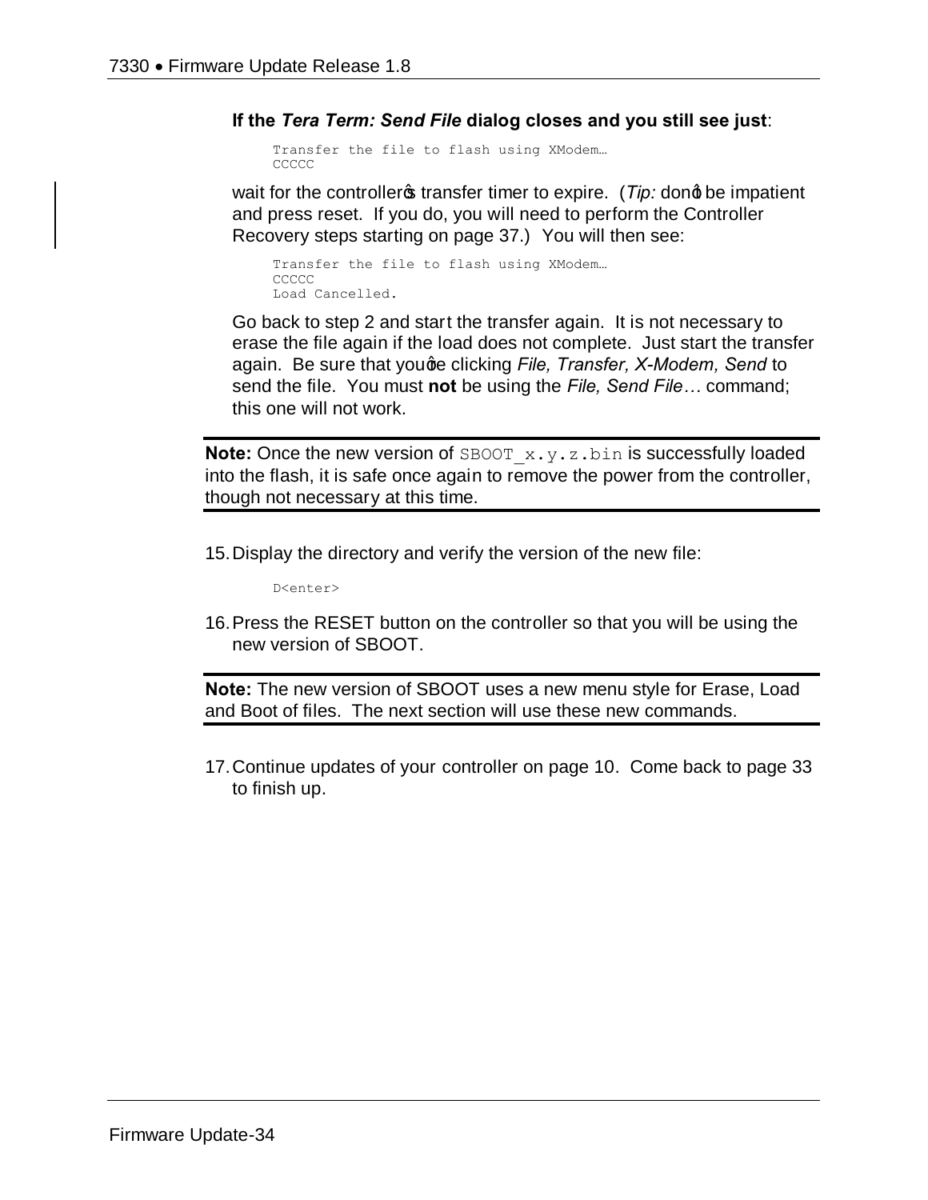**If the *Tera Term: Send File* dialog closes and you still see just**:

```
Transfer the file to flash using XModem…
CCCCC
```

wait for the controller's transfer timer to expire. (*Tip:* don't be impatient and press reset. If you do, you will need to perform the Controller Recovery steps starting on page 37.) You will then see:

```
Transfer the file to flash using XModem…
CCCCC
Load Cancelled.
```

Go back to step 2 and start the transfer again. It is not necessary to erase the file again if the load does not complete. Just start the transfer again. Be sure that you're clicking *File, Transfer, X-Modem, Send* to send the file. You must **not** be using the *File, Send File…* command; this one will not work.

---

**Note:** Once the new version of `SBOOT_x.y.z.bin` is successfully loaded into the flash, it is safe once again to remove the power from the controller, though not necessary at this time.

---

15. Display the directory and verify the version of the new file:

    ```
    D<enter>
    ```

16. Press the RESET button on the controller so that you will be using the new version of SBOOT.

---

**Note:** The new version of SBOOT uses a new menu style for Erase, Load and Boot of files. The next section will use these new commands.

---

17. Continue updates of your controller on page 10. Come back to page 33 to finish up.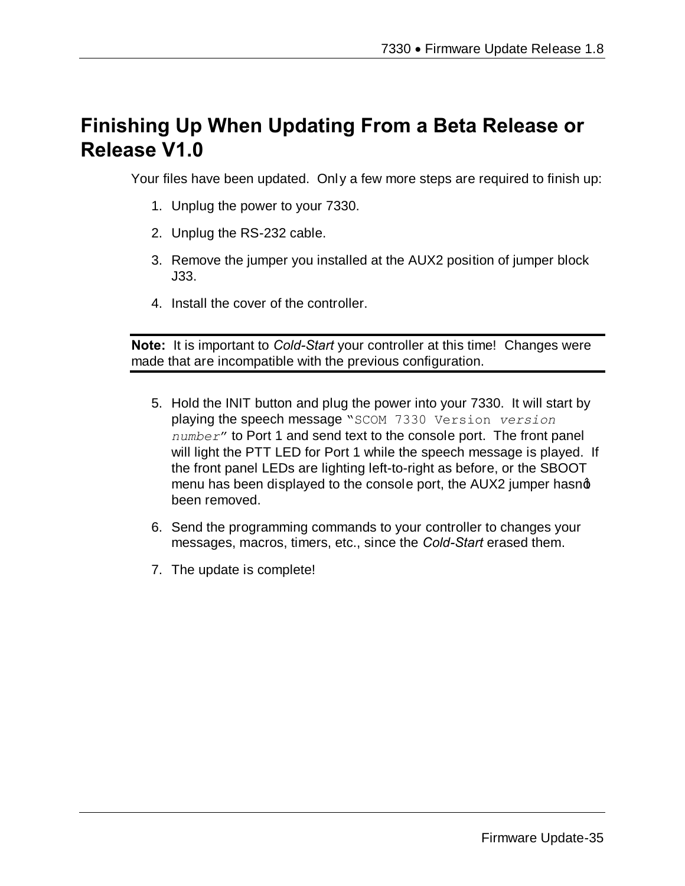# Finishing Up When Updating From a Beta Release or Release V1.0

Your files have been updated. Only a few more steps are required to finish up:

1. Unplug the power to your 7330.
2. Unplug the RS-232 cable.
3. Remove the jumper you installed at the AUX2 position of jumper block J33.
4. Install the cover of the controller.

---

**Note:** It is important to *Cold-Start* your controller at this time! Changes were made that are incompatible with the previous configuration.

---

5. Hold the INIT button and plug the power into your 7330. It will start by playing the speech message "`SCOM 7330 Version` *`version number`*" to Port 1 and send text to the console port. The front panel will light the PTT LED for Port 1 while the speech message is played. If the front panel LEDs are lighting left-to-right as before, or the SBOOT menu has been displayed to the console port, the AUX2 jumper hasn't been removed.
6. Send the programming commands to your controller to changes your messages, macros, timers, etc., since the *Cold-Start* erased them.
7. The update is complete!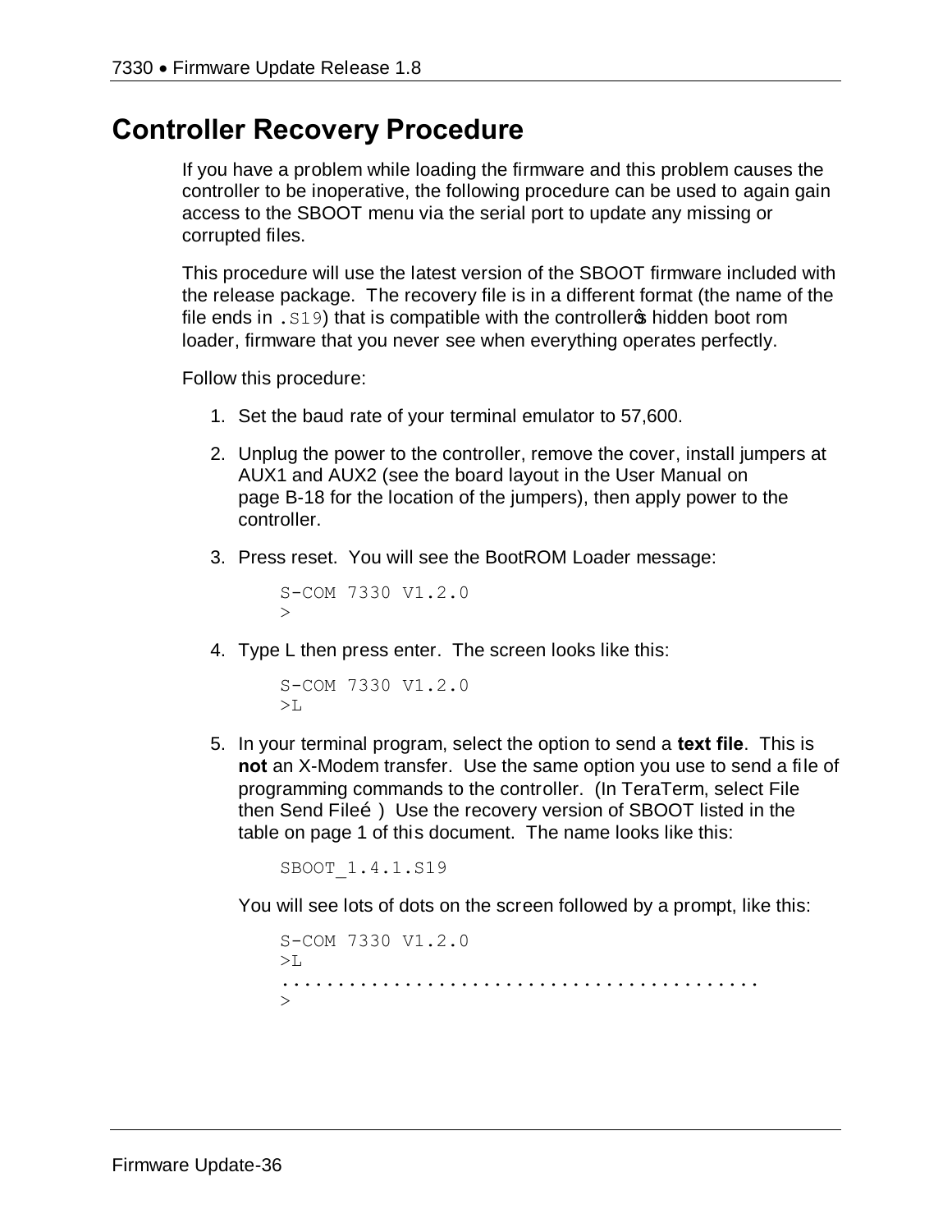# Controller Recovery Procedure

If you have a problem while loading the firmware and this problem causes the controller to be inoperative, the following procedure can be used to again gain access to the SBOOT menu via the serial port to update any missing or corrupted files.

This procedure will use the latest version of the SBOOT firmware included with the release package. The recovery file is in a different format (the name of the file ends in `.S19`) that is compatible with the controller's hidden boot rom loader, firmware that you never see when everything operates perfectly.

Follow this procedure:

1. Set the baud rate of your terminal emulator to 57,600.

2. Unplug the power to the controller, remove the cover, install jumpers at AUX1 and AUX2 (see the board layout in the User Manual on page B-18 for the location of the jumpers), then apply power to the controller.

3. Press reset. You will see the BootROM Loader message:

   ```
   S-COM 7330 V1.2.0
   >
   ```

4. Type L then press enter. The screen looks like this:

   ```
   S-COM 7330 V1.2.0
   >L
   ```

5. In your terminal program, select the option to send a **text file**. This is **not** an X-Modem transfer. Use the same option you use to send a file of programming commands to the controller. (In TeraTerm, select File then Send File…) Use the recovery version of SBOOT listed in the table on page 1 of this document. The name looks like this:

   ```
   SBOOT_1.4.1.S19
   ```

   You will see lots of dots on the screen followed by a prompt, like this:

   ```
   S-COM 7330 V1.2.0
   >L
   ........................................
   >
   ```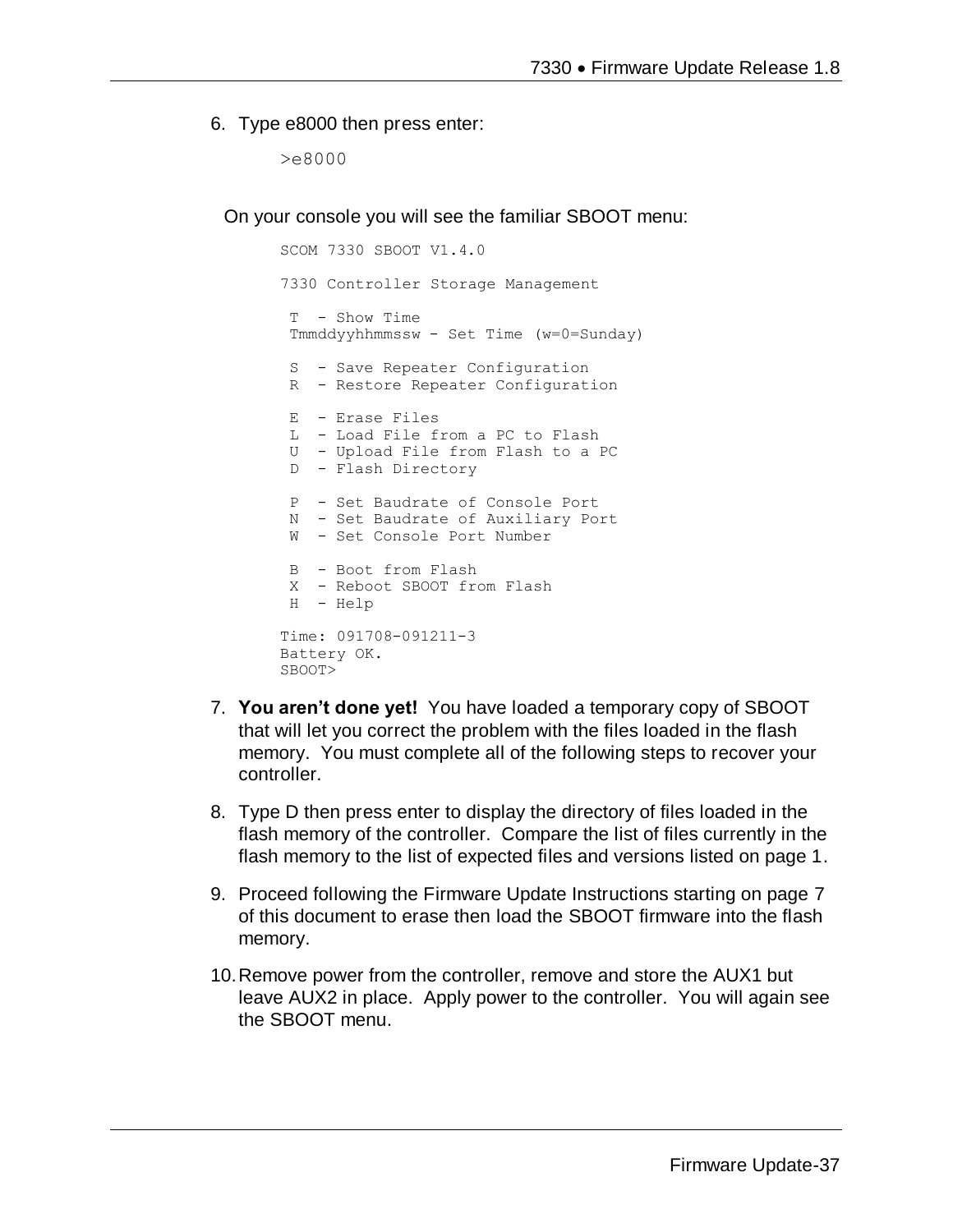6. Type e8000 then press enter:

```
>e8000
```

On your console you will see the familiar SBOOT menu:

```
SCOM 7330 SBOOT V1.4.0

7330 Controller Storage Management

 T  - Show Time
 Tmmddyyhhmmssw - Set Time (w=0=Sunday)

 S  - Save Repeater Configuration
 R  - Restore Repeater Configuration

 E  - Erase Files
 L  - Load File from a PC to Flash
 U  - Upload File from Flash to a PC
 D  - Flash Directory

 P  - Set Baudrate of Console Port
 N  - Set Baudrate of Auxiliary Port
 W  - Set Console Port Number

 B  - Boot from Flash
 X  - Reboot SBOOT from Flash
 H  - Help

Time: 091708-091211-3
Battery OK.
SBOOT>
```

7. **You aren't done yet!** You have loaded a temporary copy of SBOOT that will let you correct the problem with the files loaded in the flash memory. You must complete all of the following steps to recover your controller.

8. Type D then press enter to display the directory of files loaded in the flash memory of the controller. Compare the list of files currently in the flash memory to the list of expected files and versions listed on page 1.

9. Proceed following the Firmware Update Instructions starting on page 7 of this document to erase then load the SBOOT firmware into the flash memory.

10. Remove power from the controller, remove and store the AUX1 but leave AUX2 in place. Apply power to the controller. You will again see the SBOOT menu.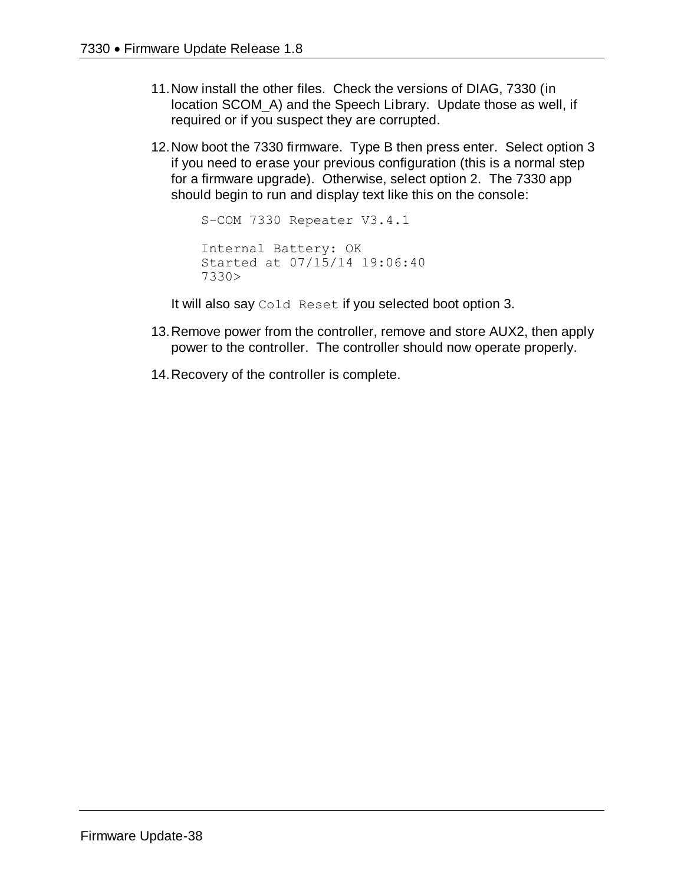11. Now install the other files. Check the versions of DIAG, 7330 (in location SCOM_A) and the Speech Library. Update those as well, if required or if you suspect they are corrupted.

12. Now boot the 7330 firmware. Type B then press enter. Select option 3 if you need to erase your previous configuration (this is a normal step for a firmware upgrade). Otherwise, select option 2. The 7330 app should begin to run and display text like this on the console:

    ```
    S-COM 7330 Repeater V3.4.1

    Internal Battery: OK
    Started at 07/15/14 19:06:40
    7330>
    ```

    It will also say `Cold Reset` if you selected boot option 3.

13. Remove power from the controller, remove and store AUX2, then apply power to the controller. The controller should now operate properly.

14. Recovery of the controller is complete.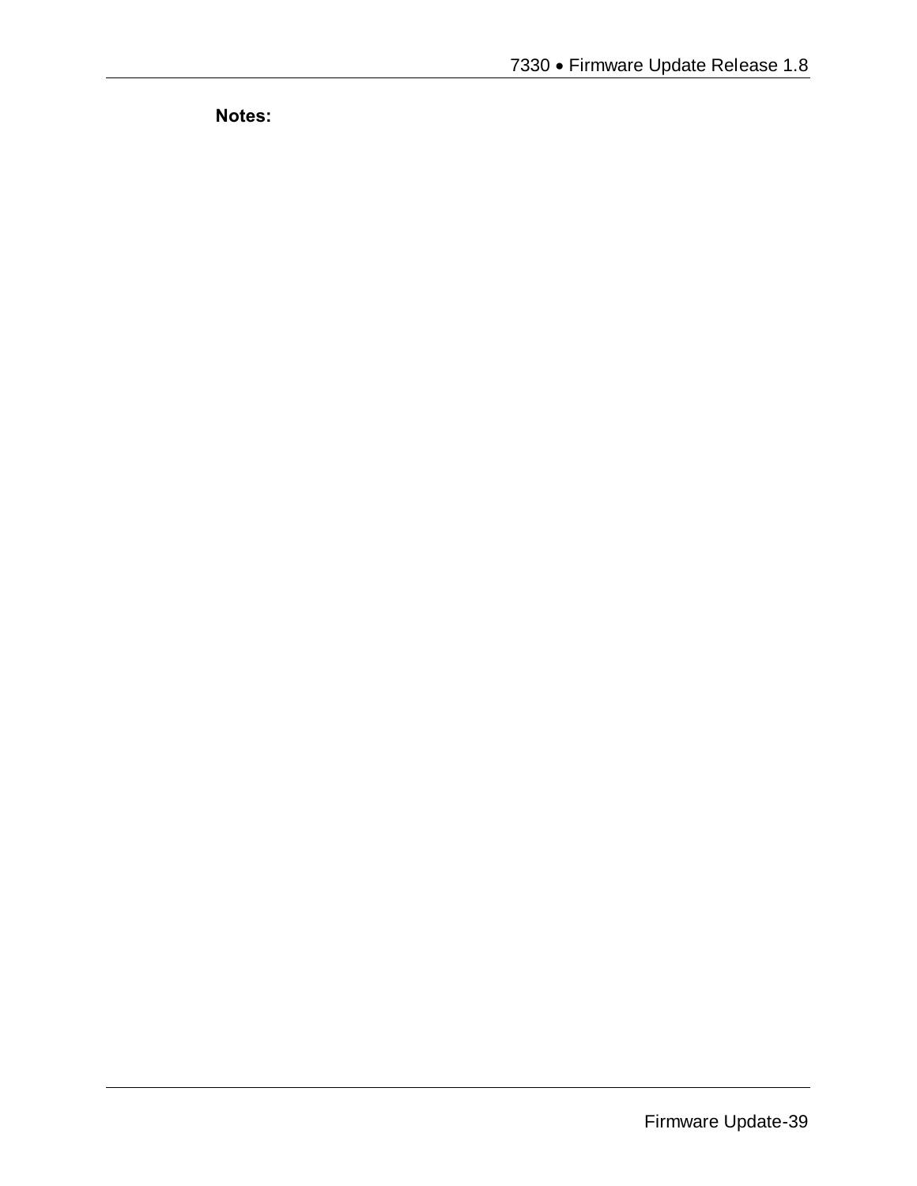**Notes:**